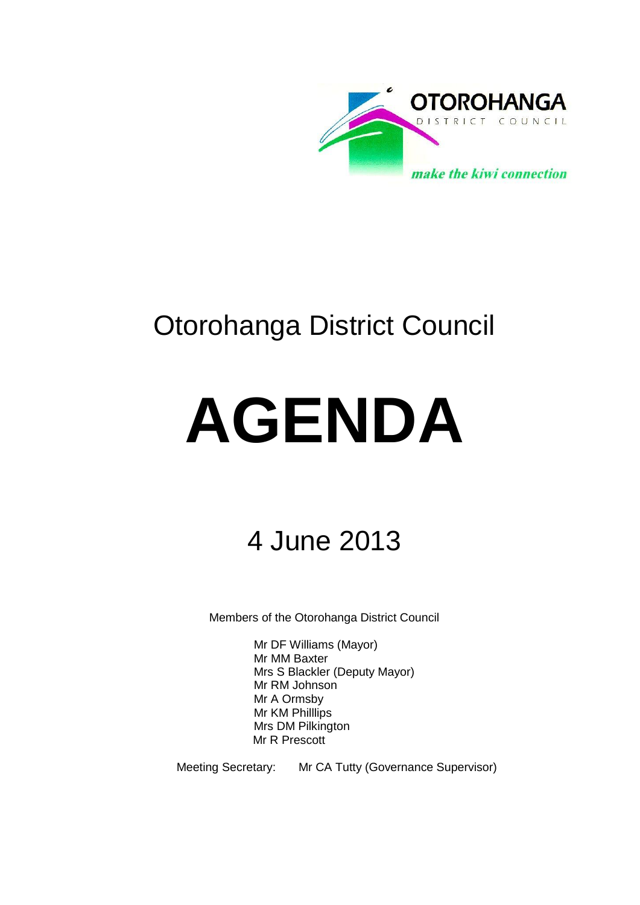OTOROHANGA DISTRICT COUNCIL

*make the kiwi connection*

# Otorohanga District Council

# AGENDA

## 4 June 2013

Members of the Otorohanga District Council

Mr DF Williams (Mayor)
Mr MM Baxter
Mrs S Blackler (Deputy Mayor)
Mr RM Johnson
Mr A Ormsby
Mr KM Philllips
Mrs DM Pilkington
Mr R Prescott

Meeting Secretary: Mr CA Tutty (Governance Supervisor)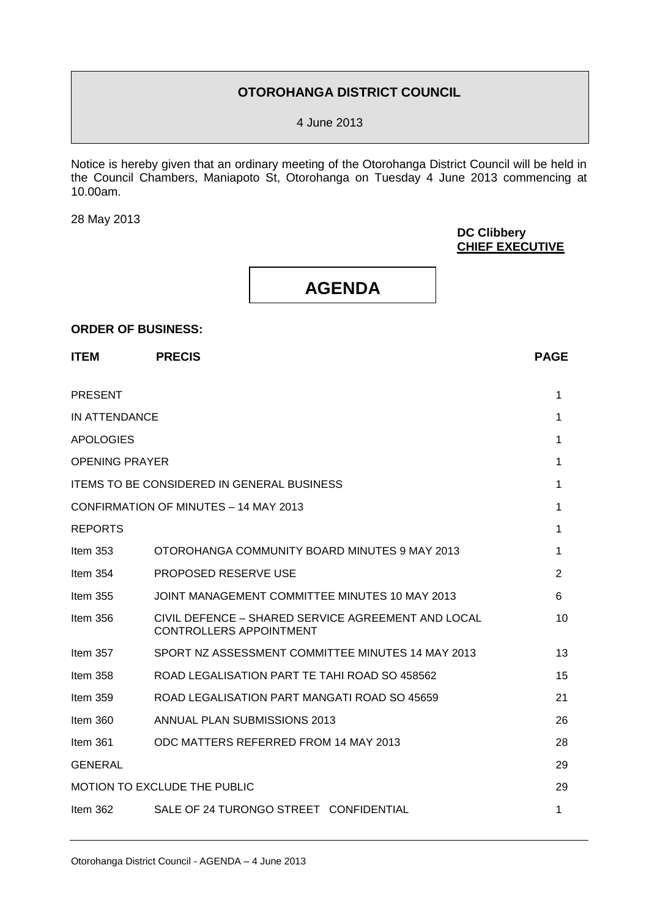# OTOROHANGA DISTRICT COUNCIL

4 June 2013

Notice is hereby given that an ordinary meeting of the Otorohanga District Council will be held in the Council Chambers, Maniapoto St, Otorohanga on Tuesday 4 June 2013 commencing at 10.00am.

28 May 2013

**DC Clibbery**
**CHIEF EXECUTIVE**

# AGENDA

**ORDER OF BUSINESS:**

| ITEM | PRECIS | PAGE |
|---|---|---|
| PRESENT | | 1 |
| IN ATTENDANCE | | 1 |
| APOLOGIES | | 1 |
| OPENING PRAYER | | 1 |
| ITEMS TO BE CONSIDERED IN GENERAL BUSINESS | | 1 |
| CONFIRMATION OF MINUTES – 14 MAY 2013 | | 1 |
| REPORTS | | 1 |
| Item 353 | OTOROHANGA COMMUNITY BOARD MINUTES 9 MAY 2013 | 1 |
| Item 354 | PROPOSED RESERVE USE | 2 |
| Item 355 | JOINT MANAGEMENT COMMITTEE MINUTES 10 MAY 2013 | 6 |
| Item 356 | CIVIL DEFENCE – SHARED SERVICE AGREEMENT AND LOCAL CONTROLLERS APPOINTMENT | 10 |
| Item 357 | SPORT NZ ASSESSMENT COMMITTEE MINUTES 14 MAY 2013 | 13 |
| Item 358 | ROAD LEGALISATION PART TE TAHI ROAD SO 458562 | 15 |
| Item 359 | ROAD LEGALISATION PART MANGATI ROAD SO 45659 | 21 |
| Item 360 | ANNUAL PLAN SUBMISSIONS 2013 | 26 |
| Item 361 | ODC MATTERS REFERRED FROM 14 MAY 2013 | 28 |
| GENERAL | | 29 |
| MOTION TO EXCLUDE THE PUBLIC | | 29 |
| Item 362 | SALE OF 24 TURONGO STREET CONFIDENTIAL | 1 |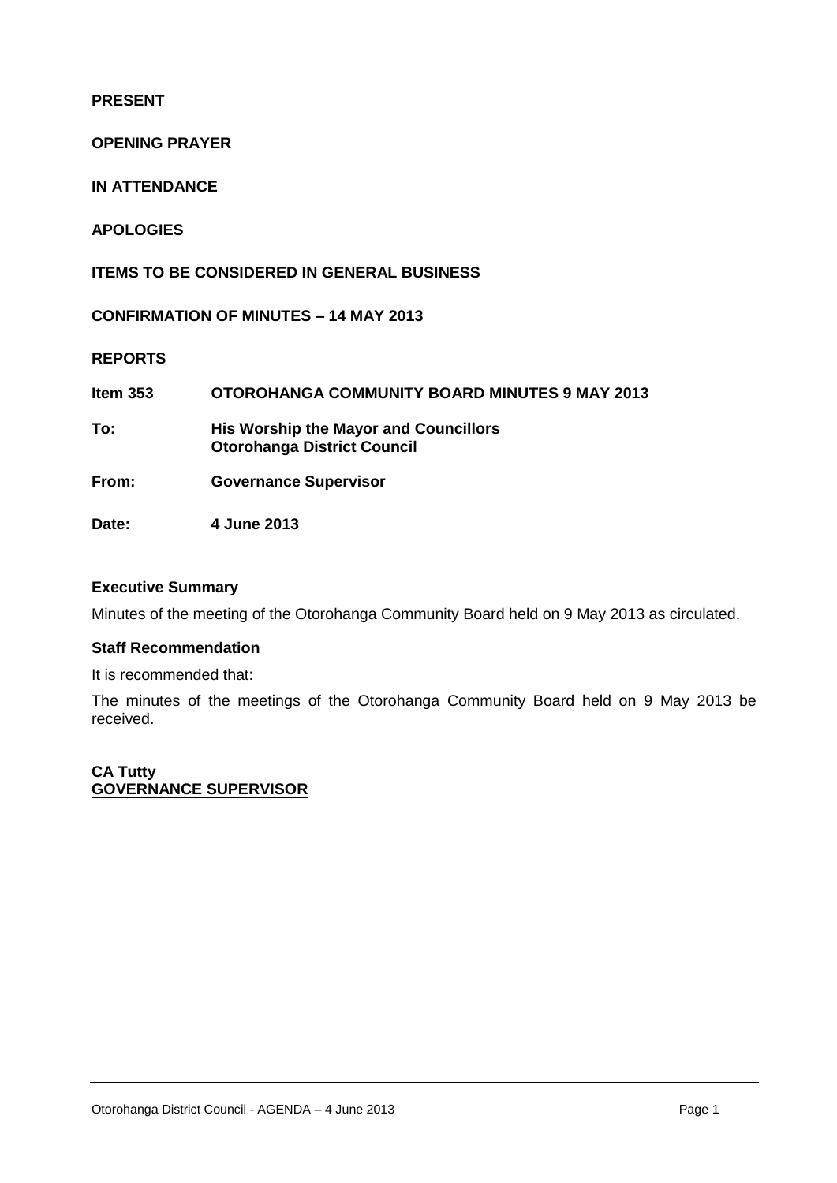**PRESENT**

**OPENING PRAYER**

**IN ATTENDANCE**

**APOLOGIES**

**ITEMS TO BE CONSIDERED IN GENERAL BUSINESS**

**CONFIRMATION OF MINUTES – 14 MAY 2013**

**REPORTS**

| | |
|---|---|
| **Item 353** | **OTOROHANGA COMMUNITY BOARD MINUTES 9 MAY 2013** |
| **To:** | **His Worship the Mayor and Councillors**<br>**Otorohanga District Council** |
| **From:** | **Governance Supervisor** |
| **Date:** | **4 June 2013** |

---

### Executive Summary

Minutes of the meeting of the Otorohanga Community Board held on 9 May 2013 as circulated.

### Staff Recommendation

It is recommended that:

The minutes of the meetings of the Otorohanga Community Board held on 9 May 2013 be received.

**CA Tutty**
**GOVERNANCE SUPERVISOR**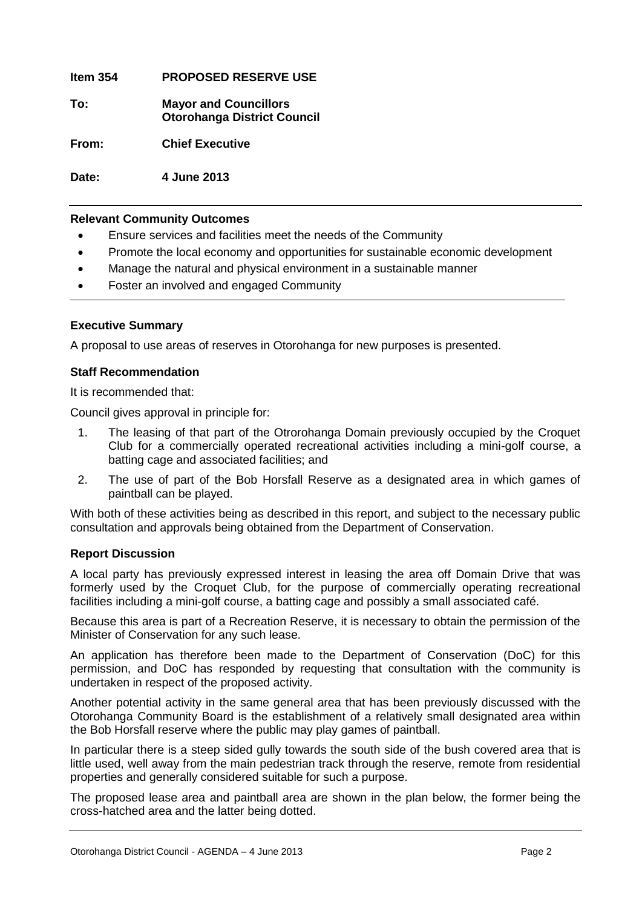**Item 354 PROPOSED RESERVE USE**

**To: Mayor and Councillors**
**Otorohanga District Council**

**From: Chief Executive**

**Date: 4 June 2013**

**Relevant Community Outcomes**

- Ensure services and facilities meet the needs of the Community
- Promote the local economy and opportunities for sustainable economic development
- Manage the natural and physical environment in a sustainable manner
- Foster an involved and engaged Community

**Executive Summary**

A proposal to use areas of reserves in Otorohanga for new purposes is presented.

**Staff Recommendation**

It is recommended that:

Council gives approval in principle for:

1. The leasing of that part of the Otrorohanga Domain previously occupied by the Croquet Club for a commercially operated recreational activities including a mini-golf course, a batting cage and associated facilities; and
2. The use of part of the Bob Horsfall Reserve as a designated area in which games of paintball can be played.

With both of these activities being as described in this report, and subject to the necessary public consultation and approvals being obtained from the Department of Conservation.

**Report Discussion**

A local party has previously expressed interest in leasing the area off Domain Drive that was formerly used by the Croquet Club, for the purpose of commercially operating recreational facilities including a mini-golf course, a batting cage and possibly a small associated café.

Because this area is part of a Recreation Reserve, it is necessary to obtain the permission of the Minister of Conservation for any such lease.

An application has therefore been made to the Department of Conservation (DoC) for this permission, and DoC has responded by requesting that consultation with the community is undertaken in respect of the proposed activity.

Another potential activity in the same general area that has been previously discussed with the Otorohanga Community Board is the establishment of a relatively small designated area within the Bob Horsfall reserve where the public may play games of paintball.

In particular there is a steep sided gully towards the south side of the bush covered area that is little used, well away from the main pedestrian track through the reserve, remote from residential properties and generally considered suitable for such a purpose.

The proposed lease area and paintball area are shown in the plan below, the former being the cross-hatched area and the latter being dotted.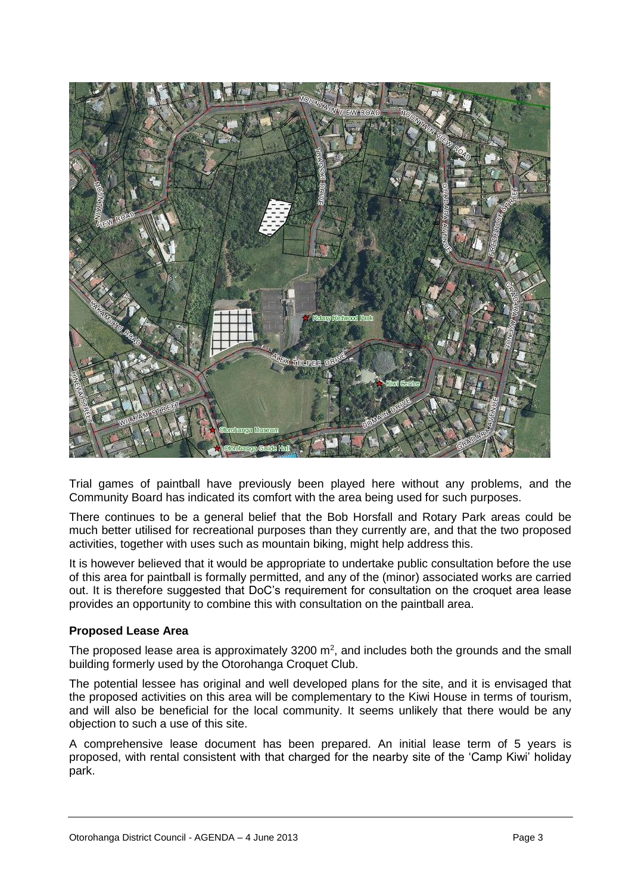Trial games of paintball have previously been played here without any problems, and the Community Board has indicated its comfort with the area being used for such purposes.

There continues to be a general belief that the Bob Horsfall and Rotary Park areas could be much better utilised for recreational purposes than they currently are, and that the two proposed activities, together with uses such as mountain biking, might help address this.

It is however believed that it would be appropriate to undertake public consultation before the use of this area for paintball is formally permitted, and any of the (minor) associated works are carried out. It is therefore suggested that DoC's requirement for consultation on the croquet area lease provides an opportunity to combine this with consultation on the paintball area.

### Proposed Lease Area

The proposed lease area is approximately 3200 $m^2$, and includes both the grounds and the small building formerly used by the Otorohanga Croquet Club.

The potential lessee has original and well developed plans for the site, and it is envisaged that the proposed activities on this area will be complementary to the Kiwi House in terms of tourism, and will also be beneficial for the local community. It seems unlikely that there would be any objection to such a use of this site.

A comprehensive lease document has been prepared. An initial lease term of 5 years is proposed, with rental consistent with that charged for the nearby site of the 'Camp Kiwi' holiday park.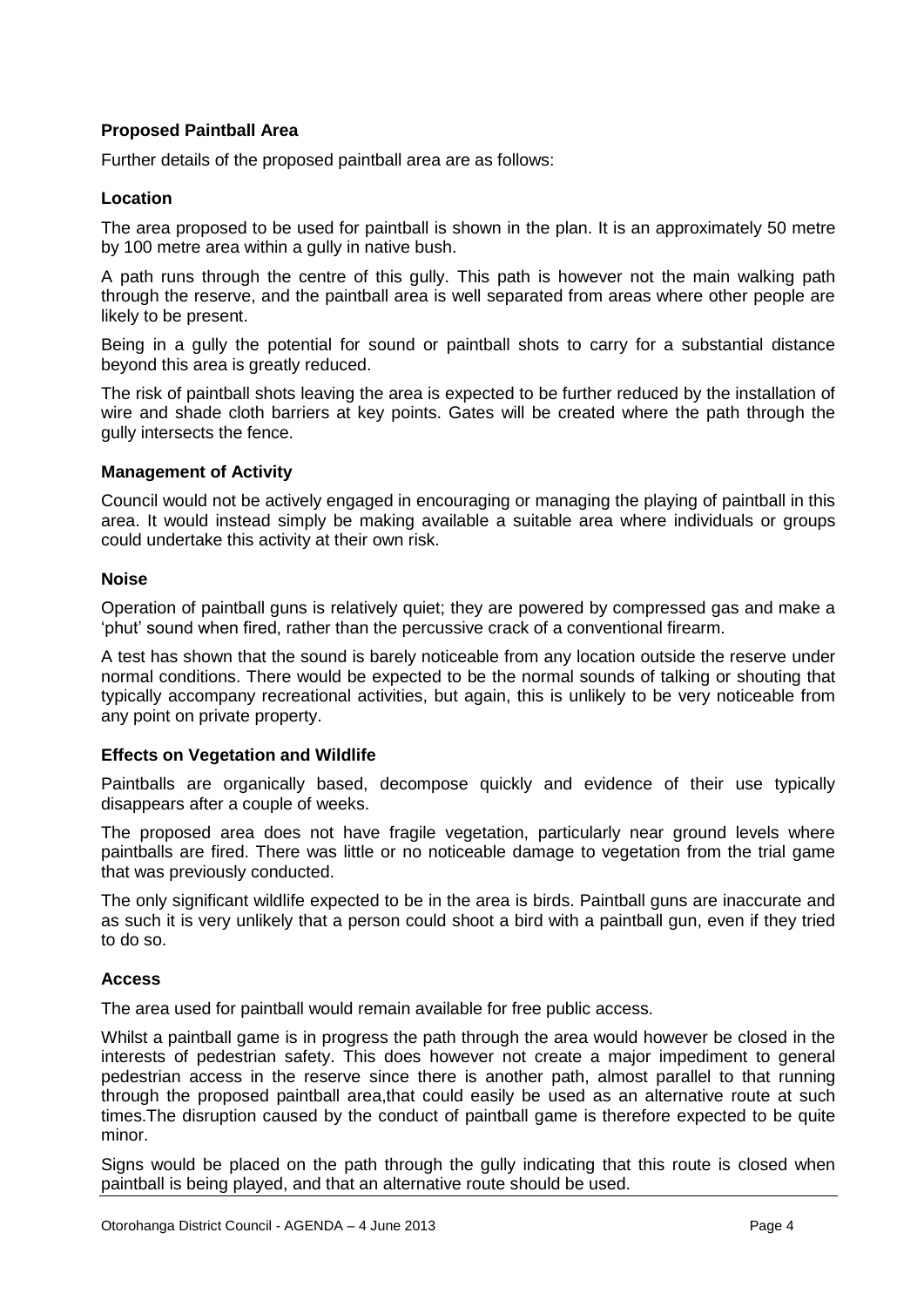**Proposed Paintball Area**

Further details of the proposed paintball area are as follows:

**Location**

The area proposed to be used for paintball is shown in the plan. It is an approximately 50 metre by 100 metre area within a gully in native bush.

A path runs through the centre of this gully. This path is however not the main walking path through the reserve, and the paintball area is well separated from areas where other people are likely to be present.

Being in a gully the potential for sound or paintball shots to carry for a substantial distance beyond this area is greatly reduced.

The risk of paintball shots leaving the area is expected to be further reduced by the installation of wire and shade cloth barriers at key points. Gates will be created where the path through the gully intersects the fence.

**Management of Activity**

Council would not be actively engaged in encouraging or managing the playing of paintball in this area. It would instead simply be making available a suitable area where individuals or groups could undertake this activity at their own risk.

**Noise**

Operation of paintball guns is relatively quiet; they are powered by compressed gas and make a 'phut' sound when fired, rather than the percussive crack of a conventional firearm.

A test has shown that the sound is barely noticeable from any location outside the reserve under normal conditions. There would be expected to be the normal sounds of talking or shouting that typically accompany recreational activities, but again, this is unlikely to be very noticeable from any point on private property.

**Effects on Vegetation and Wildlife**

Paintballs are organically based, decompose quickly and evidence of their use typically disappears after a couple of weeks.

The proposed area does not have fragile vegetation, particularly near ground levels where paintballs are fired. There was little or no noticeable damage to vegetation from the trial game that was previously conducted.

The only significant wildlife expected to be in the area is birds. Paintball guns are inaccurate and as such it is very unlikely that a person could shoot a bird with a paintball gun, even if they tried to do so.

**Access**

The area used for paintball would remain available for free public access.

Whilst a paintball game is in progress the path through the area would however be closed in the interests of pedestrian safety. This does however not create a major impediment to general pedestrian access in the reserve since there is another path, almost parallel to that running through the proposed paintball area,that could easily be used as an alternative route at such times.The disruption caused by the conduct of paintball game is therefore expected to be quite minor.

Signs would be placed on the path through the gully indicating that this route is closed when paintball is being played, and that an alternative route should be used.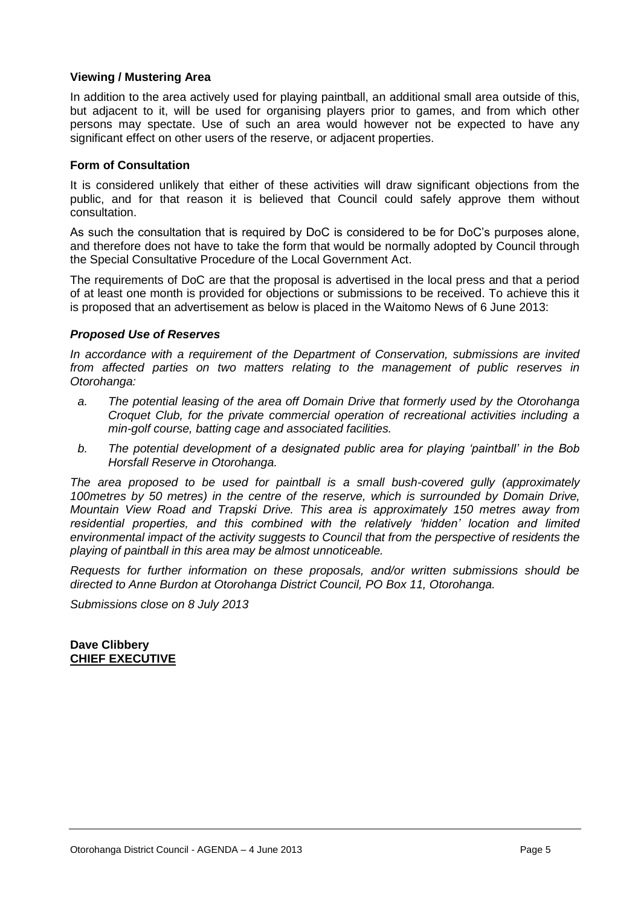**Viewing / Mustering Area**

In addition to the area actively used for playing paintball, an additional small area outside of this, but adjacent to it, will be used for organising players prior to games, and from which other persons may spectate. Use of such an area would however not be expected to have any significant effect on other users of the reserve, or adjacent properties.

**Form of Consultation**

It is considered unlikely that either of these activities will draw significant objections from the public, and for that reason it is believed that Council could safely approve them without consultation.

As such the consultation that is required by DoC is considered to be for DoC's purposes alone, and therefore does not have to take the form that would be normally adopted by Council through the Special Consultative Procedure of the Local Government Act.

The requirements of DoC are that the proposal is advertised in the local press and that a period of at least one month is provided for objections or submissions to be received. To achieve this it is proposed that an advertisement as below is placed in the Waitomo News of 6 June 2013:

***Proposed Use of Reserves***

*In accordance with a requirement of the Department of Conservation, submissions are invited from affected parties on two matters relating to the management of public reserves in Otorohanga:*

*a. The potential leasing of the area off Domain Drive that formerly used by the Otorohanga Croquet Club, for the private commercial operation of recreational activities including a min-golf course, batting cage and associated facilities.*

*b. The potential development of a designated public area for playing 'paintball' in the Bob Horsfall Reserve in Otorohanga.*

*The area proposed to be used for paintball is a small bush-covered gully (approximately 100metres by 50 metres) in the centre of the reserve, which is surrounded by Domain Drive, Mountain View Road and Trapski Drive. This area is approximately 150 metres away from residential properties, and this combined with the relatively 'hidden' location and limited environmental impact of the activity suggests to Council that from the perspective of residents the playing of paintball in this area may be almost unnoticeable.*

*Requests for further information on these proposals, and/or written submissions should be directed to Anne Burdon at Otorohanga District Council, PO Box 11, Otorohanga.*

*Submissions close on 8 July 2013*

**Dave Clibbery**
**CHIEF EXECUTIVE**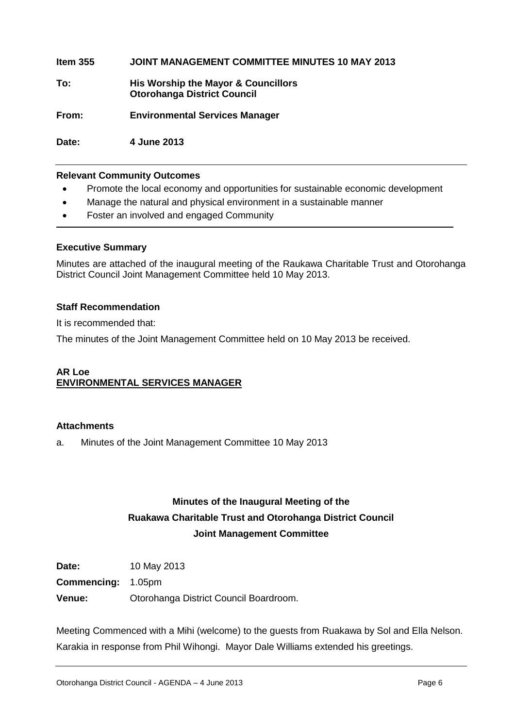**Item 355 JOINT MANAGEMENT COMMITTEE MINUTES 10 MAY 2013**

**To:** **His Worship the Mayor & Councillors**
**Otorohanga District Council**

**From:** **Environmental Services Manager**

**Date:** **4 June 2013**

---

**Relevant Community Outcomes**

- Promote the local economy and opportunities for sustainable economic development
- Manage the natural and physical environment in a sustainable manner
- Foster an involved and engaged Community

---

**Executive Summary**

Minutes are attached of the inaugural meeting of the Raukawa Charitable Trust and Otorohanga District Council Joint Management Committee held 10 May 2013.

**Staff Recommendation**

It is recommended that:

The minutes of the Joint Management Committee held on 10 May 2013 be received.

**AR Loe**
**ENVIRONMENTAL SERVICES MANAGER**

**Attachments**

a. Minutes of the Joint Management Committee 10 May 2013

**Minutes of the Inaugural Meeting of the**
**Ruakawa Charitable Trust and Otorohanga District Council**
**Joint Management Committee**

**Date:** 10 May 2013
**Commencing:** 1.05pm
**Venue:** Otorohanga District Council Boardroom.

Meeting Commenced with a Mihi (welcome) to the guests from Ruakawa by Sol and Ella Nelson. Karakia in response from Phil Wihongi. Mayor Dale Williams extended his greetings.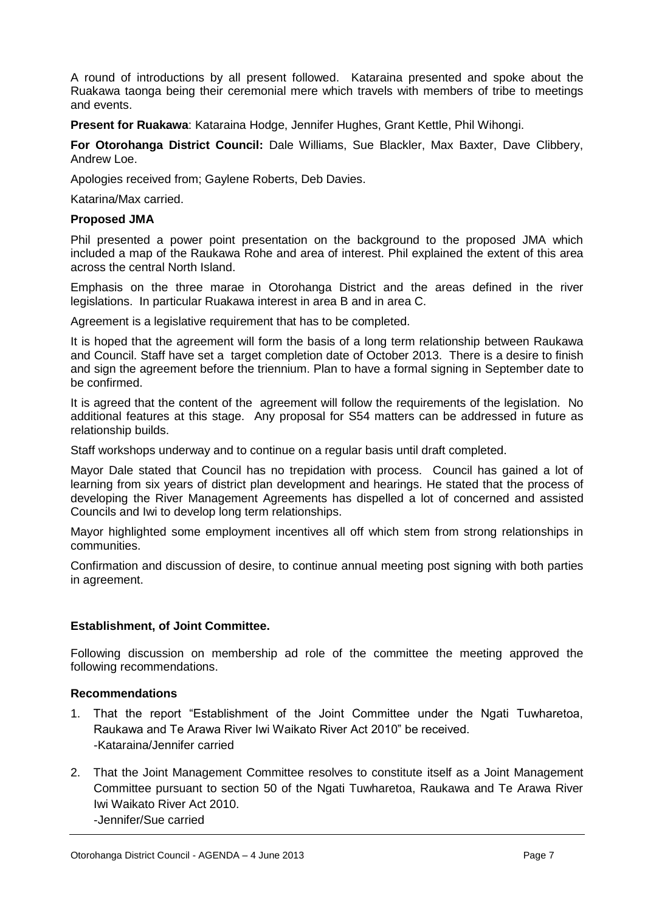A round of introductions by all present followed. Kataraina presented and spoke about the Ruakawa taonga being their ceremonial mere which travels with members of tribe to meetings and events.

**Present for Ruakawa**: Kataraina Hodge, Jennifer Hughes, Grant Kettle, Phil Wihongi.

**For Otorohanga District Council:** Dale Williams, Sue Blackler, Max Baxter, Dave Clibbery, Andrew Loe.

Apologies received from; Gaylene Roberts, Deb Davies.

Katarina/Max carried.

**Proposed JMA**

Phil presented a power point presentation on the background to the proposed JMA which included a map of the Raukawa Rohe and area of interest. Phil explained the extent of this area across the central North Island.

Emphasis on the three marae in Otorohanga District and the areas defined in the river legislations. In particular Ruakawa interest in area B and in area C.

Agreement is a legislative requirement that has to be completed.

It is hoped that the agreement will form the basis of a long term relationship between Raukawa and Council. Staff have set a target completion date of October 2013. There is a desire to finish and sign the agreement before the triennium. Plan to have a formal signing in September date to be confirmed.

It is agreed that the content of the agreement will follow the requirements of the legislation. No additional features at this stage. Any proposal for S54 matters can be addressed in future as relationship builds.

Staff workshops underway and to continue on a regular basis until draft completed.

Mayor Dale stated that Council has no trepidation with process. Council has gained a lot of learning from six years of district plan development and hearings. He stated that the process of developing the River Management Agreements has dispelled a lot of concerned and assisted Councils and Iwi to develop long term relationships.

Mayor highlighted some employment incentives all off which stem from strong relationships in communities.

Confirmation and discussion of desire, to continue annual meeting post signing with both parties in agreement.

**Establishment, of Joint Committee.**

Following discussion on membership ad role of the committee the meeting approved the following recommendations.

**Recommendations**

1. That the report "Establishment of the Joint Committee under the Ngati Tuwharetoa, Raukawa and Te Arawa River Iwi Waikato River Act 2010" be received.
   -Kataraina/Jennifer carried

2. That the Joint Management Committee resolves to constitute itself as a Joint Management Committee pursuant to section 50 of the Ngati Tuwharetoa, Raukawa and Te Arawa River Iwi Waikato River Act 2010.
   -Jennifer/Sue carried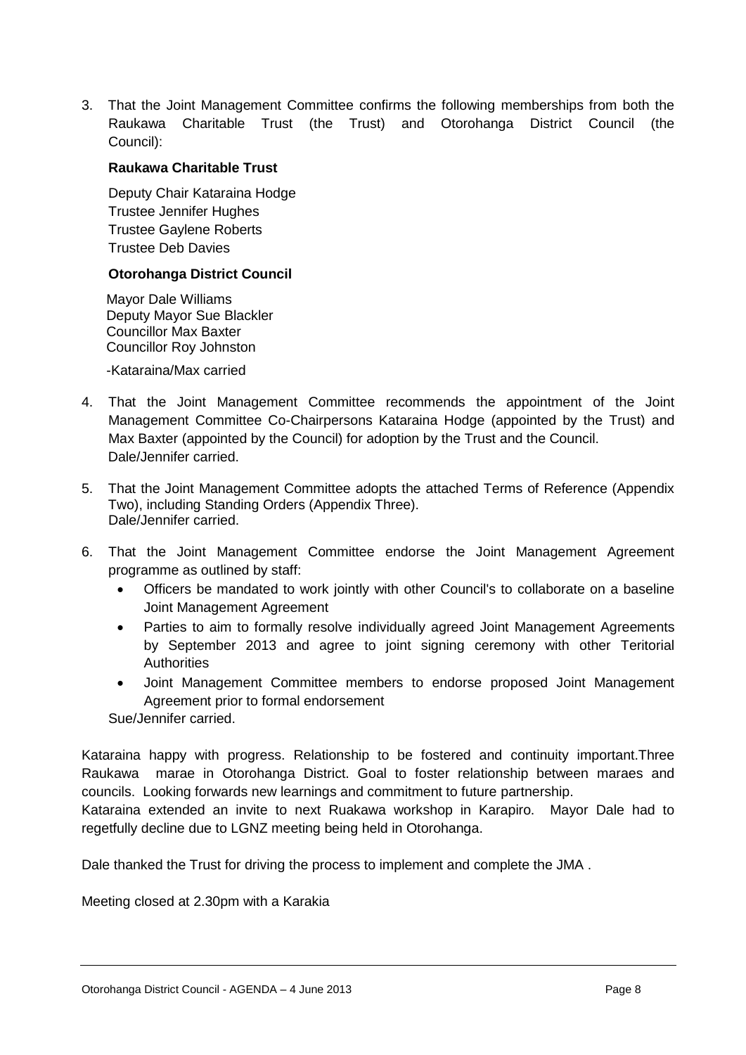3. That the Joint Management Committee confirms the following memberships from both the Raukawa Charitable Trust (the Trust) and Otorohanga District Council (the Council):

   **Raukawa Charitable Trust**

   Deputy Chair Kataraina Hodge
   Trustee Jennifer Hughes
   Trustee Gaylene Roberts
   Trustee Deb Davies

   **Otorohanga District Council**

   Mayor Dale Williams
   Deputy Mayor Sue Blackler
   Councillor Max Baxter
   Councillor Roy Johnston

   -Kataraina/Max carried

4. That the Joint Management Committee recommends the appointment of the Joint Management Committee Co-Chairpersons Kataraina Hodge (appointed by the Trust) and Max Baxter (appointed by the Council) for adoption by the Trust and the Council.
   Dale/Jennifer carried.

5. That the Joint Management Committee adopts the attached Terms of Reference (Appendix Two), including Standing Orders (Appendix Three).
   Dale/Jennifer carried.

6. That the Joint Management Committee endorse the Joint Management Agreement programme as outlined by staff:
   - Officers be mandated to work jointly with other Council's to collaborate on a baseline Joint Management Agreement
   - Parties to aim to formally resolve individually agreed Joint Management Agreements by September 2013 and agree to joint signing ceremony with other Teritorial Authorities
   - Joint Management Committee members to endorse proposed Joint Management Agreement prior to formal endorsement

   Sue/Jennifer carried.

Kataraina happy with progress. Relationship to be fostered and continuity important.Three Raukawa marae in Otorohanga District. Goal to foster relationship between maraes and councils. Looking forwards new learnings and commitment to future partnership.
Kataraina extended an invite to next Ruakawa workshop in Karapiro. Mayor Dale had to regetfully decline due to LGNZ meeting being held in Otorohanga.

Dale thanked the Trust for driving the process to implement and complete the JMA .

Meeting closed at 2.30pm with a Karakia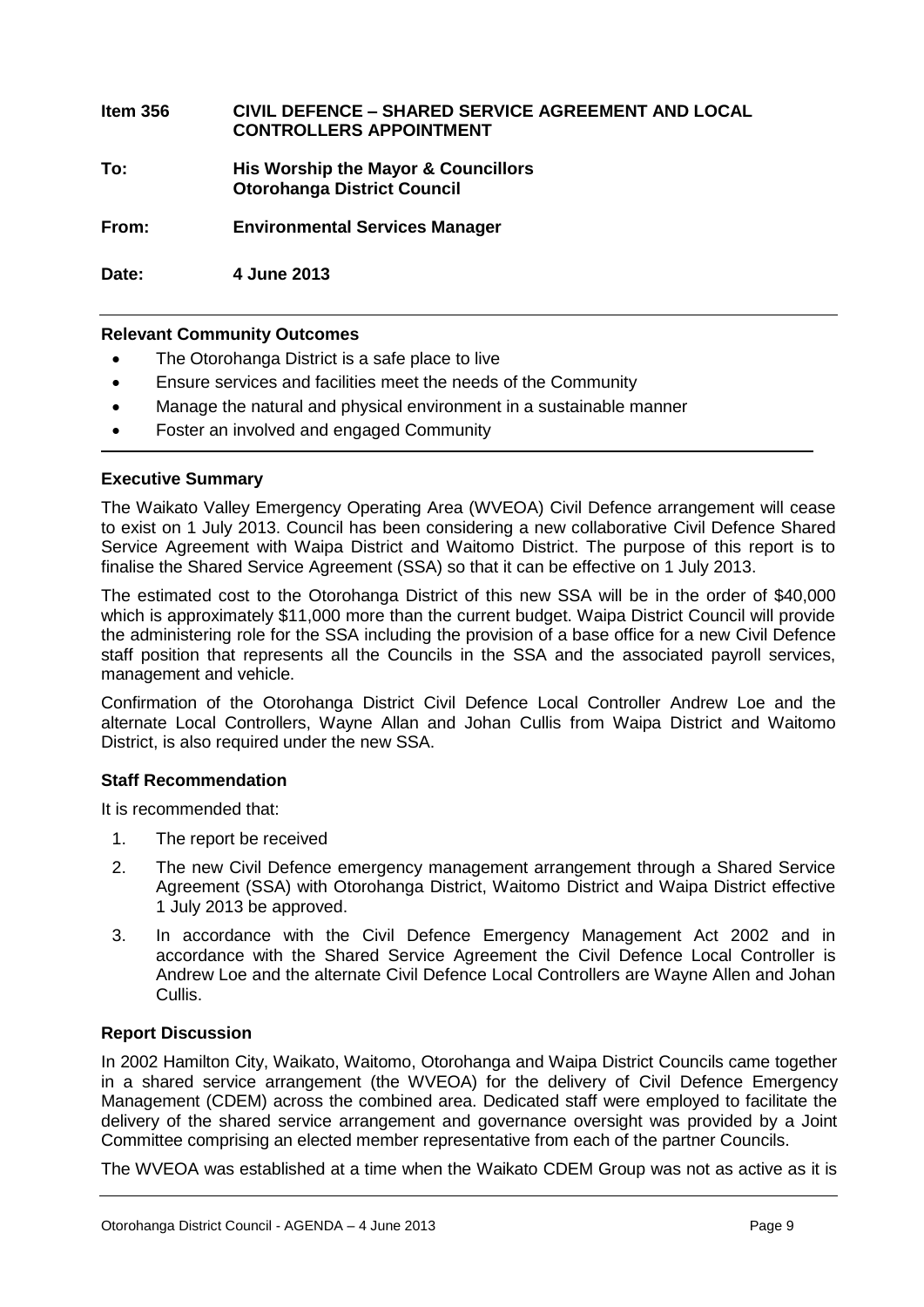| **Item 356** | **CIVIL DEFENCE – SHARED SERVICE AGREEMENT AND LOCAL CONTROLLERS APPOINTMENT** |
|---|---|
| **To:** | **His Worship the Mayor & Councillors**<br>**Otorohanga District Council** |
| **From:** | **Environmental Services Manager** |
| **Date:** | **4 June 2013** |

### Relevant Community Outcomes

- The Otorohanga District is a safe place to live
- Ensure services and facilities meet the needs of the Community
- Manage the natural and physical environment in a sustainable manner
- Foster an involved and engaged Community

### Executive Summary

The Waikato Valley Emergency Operating Area (WVEOA) Civil Defence arrangement will cease to exist on 1 July 2013. Council has been considering a new collaborative Civil Defence Shared Service Agreement with Waipa District and Waitomo District. The purpose of this report is to finalise the Shared Service Agreement (SSA) so that it can be effective on 1 July 2013.

The estimated cost to the Otorohanga District of this new SSA will be in the order of $40,000 which is approximately $11,000 more than the current budget. Waipa District Council will provide the administering role for the SSA including the provision of a base office for a new Civil Defence staff position that represents all the Councils in the SSA and the associated payroll services, management and vehicle.

Confirmation of the Otorohanga District Civil Defence Local Controller Andrew Loe and the alternate Local Controllers, Wayne Allan and Johan Cullis from Waipa District and Waitomo District, is also required under the new SSA.

### Staff Recommendation

It is recommended that:

1. The report be received
2. The new Civil Defence emergency management arrangement through a Shared Service Agreement (SSA) with Otorohanga District, Waitomo District and Waipa District effective 1 July 2013 be approved.
3. In accordance with the Civil Defence Emergency Management Act 2002 and in accordance with the Shared Service Agreement the Civil Defence Local Controller is Andrew Loe and the alternate Civil Defence Local Controllers are Wayne Allen and Johan Cullis.

### Report Discussion

In 2002 Hamilton City, Waikato, Waitomo, Otorohanga and Waipa District Councils came together in a shared service arrangement (the WVEOA) for the delivery of Civil Defence Emergency Management (CDEM) across the combined area. Dedicated staff were employed to facilitate the delivery of the shared service arrangement and governance oversight was provided by a Joint Committee comprising an elected member representative from each of the partner Councils.

The WVEOA was established at a time when the Waikato CDEM Group was not as active as it is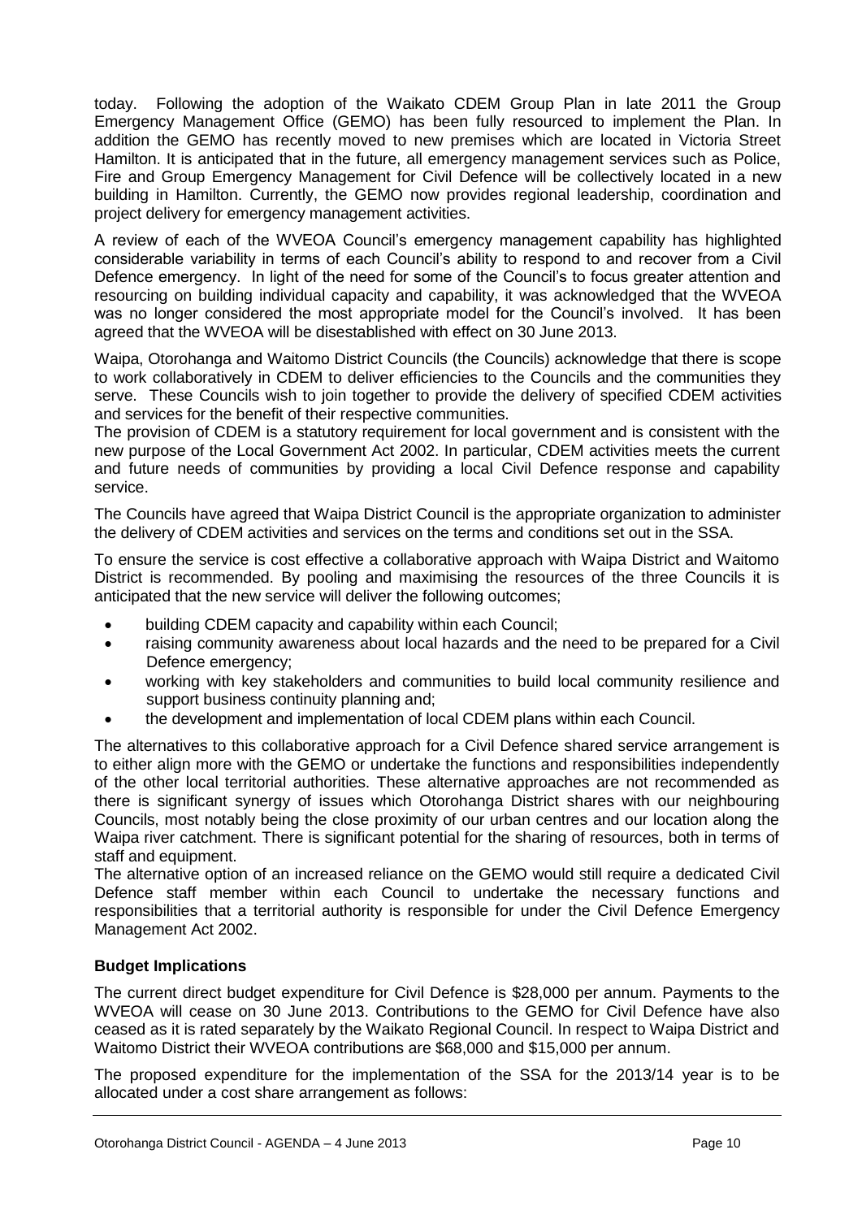today. Following the adoption of the Waikato CDEM Group Plan in late 2011 the Group Emergency Management Office (GEMO) has been fully resourced to implement the Plan. In addition the GEMO has recently moved to new premises which are located in Victoria Street Hamilton. It is anticipated that in the future, all emergency management services such as Police, Fire and Group Emergency Management for Civil Defence will be collectively located in a new building in Hamilton. Currently, the GEMO now provides regional leadership, coordination and project delivery for emergency management activities.

A review of each of the WVEOA Council's emergency management capability has highlighted considerable variability in terms of each Council's ability to respond to and recover from a Civil Defence emergency. In light of the need for some of the Council's to focus greater attention and resourcing on building individual capacity and capability, it was acknowledged that the WVEOA was no longer considered the most appropriate model for the Council's involved. It has been agreed that the WVEOA will be disestablished with effect on 30 June 2013.

Waipa, Otorohanga and Waitomo District Councils (the Councils) acknowledge that there is scope to work collaboratively in CDEM to deliver efficiencies to the Councils and the communities they serve. These Councils wish to join together to provide the delivery of specified CDEM activities and services for the benefit of their respective communities.

The provision of CDEM is a statutory requirement for local government and is consistent with the new purpose of the Local Government Act 2002. In particular, CDEM activities meets the current and future needs of communities by providing a local Civil Defence response and capability service.

The Councils have agreed that Waipa District Council is the appropriate organization to administer the delivery of CDEM activities and services on the terms and conditions set out in the SSA.

To ensure the service is cost effective a collaborative approach with Waipa District and Waitomo District is recommended. By pooling and maximising the resources of the three Councils it is anticipated that the new service will deliver the following outcomes;

- building CDEM capacity and capability within each Council;
- raising community awareness about local hazards and the need to be prepared for a Civil Defence emergency;
- working with key stakeholders and communities to build local community resilience and support business continuity planning and;
- the development and implementation of local CDEM plans within each Council.

The alternatives to this collaborative approach for a Civil Defence shared service arrangement is to either align more with the GEMO or undertake the functions and responsibilities independently of the other local territorial authorities. These alternative approaches are not recommended as there is significant synergy of issues which Otorohanga District shares with our neighbouring Councils, most notably being the close proximity of our urban centres and our location along the Waipa river catchment. There is significant potential for the sharing of resources, both in terms of staff and equipment.

The alternative option of an increased reliance on the GEMO would still require a dedicated Civil Defence staff member within each Council to undertake the necessary functions and responsibilities that a territorial authority is responsible for under the Civil Defence Emergency Management Act 2002.

**Budget Implications**

The current direct budget expenditure for Civil Defence is $28,000 per annum. Payments to the WVEOA will cease on 30 June 2013. Contributions to the GEMO for Civil Defence have also ceased as it is rated separately by the Waikato Regional Council. In respect to Waipa District and Waitomo District their WVEOA contributions are $68,000 and $15,000 per annum.

The proposed expenditure for the implementation of the SSA for the 2013/14 year is to be allocated under a cost share arrangement as follows: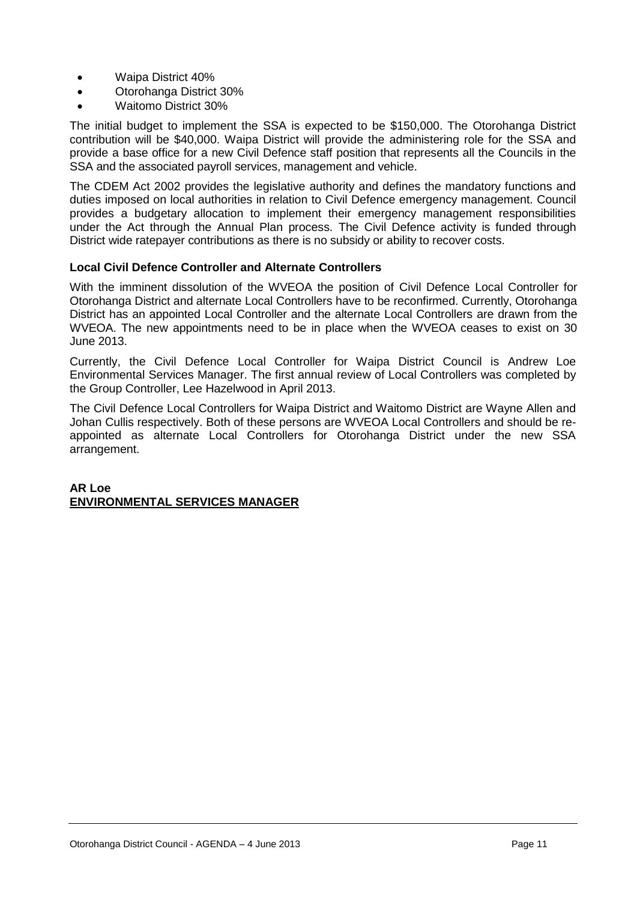- Waipa District 40%
- Otorohanga District 30%
- Waitomo District 30%

The initial budget to implement the SSA is expected to be $150,000. The Otorohanga District contribution will be $40,000. Waipa District will provide the administering role for the SSA and provide a base office for a new Civil Defence staff position that represents all the Councils in the SSA and the associated payroll services, management and vehicle.

The CDEM Act 2002 provides the legislative authority and defines the mandatory functions and duties imposed on local authorities in relation to Civil Defence emergency management. Council provides a budgetary allocation to implement their emergency management responsibilities under the Act through the Annual Plan process. The Civil Defence activity is funded through District wide ratepayer contributions as there is no subsidy or ability to recover costs.

**Local Civil Defence Controller and Alternate Controllers**

With the imminent dissolution of the WVEOA the position of Civil Defence Local Controller for Otorohanga District and alternate Local Controllers have to be reconfirmed. Currently, Otorohanga District has an appointed Local Controller and the alternate Local Controllers are drawn from the WVEOA. The new appointments need to be in place when the WVEOA ceases to exist on 30 June 2013.

Currently, the Civil Defence Local Controller for Waipa District Council is Andrew Loe Environmental Services Manager. The first annual review of Local Controllers was completed by the Group Controller, Lee Hazelwood in April 2013.

The Civil Defence Local Controllers for Waipa District and Waitomo District are Wayne Allen and Johan Cullis respectively. Both of these persons are WVEOA Local Controllers and should be re-appointed as alternate Local Controllers for Otorohanga District under the new SSA arrangement.

**AR Loe**
**ENVIRONMENTAL SERVICES MANAGER**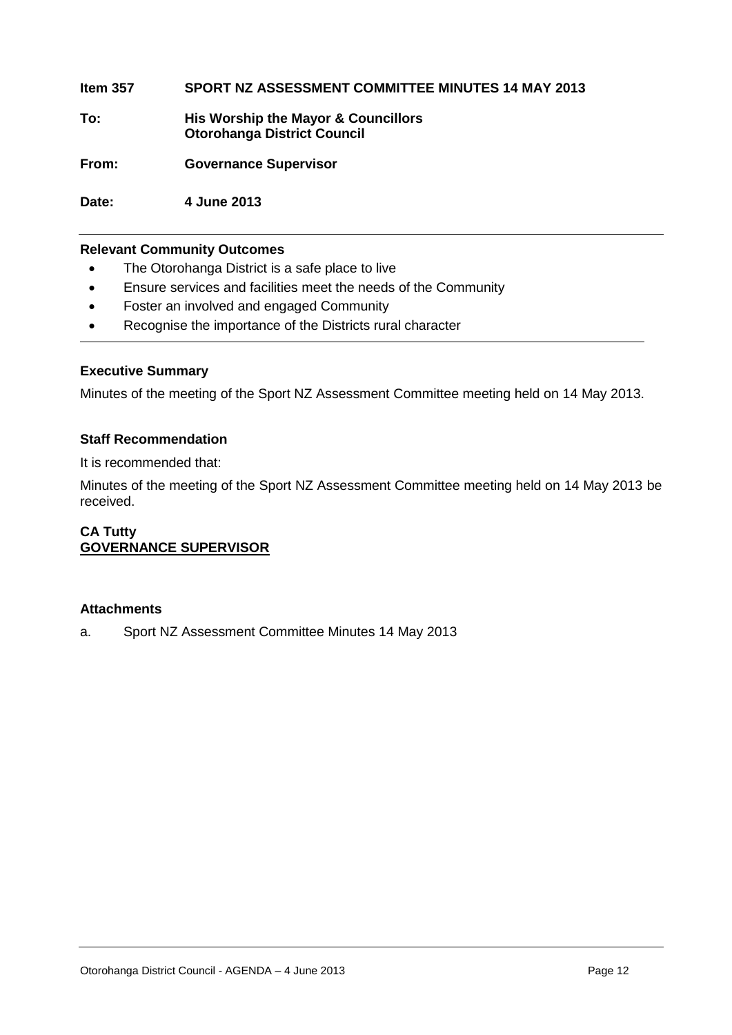**Item 357 SPORT NZ ASSESSMENT COMMITTEE MINUTES 14 MAY 2013**

**To: His Worship the Mayor & Councillors**
**Otorohanga District Council**

**From: Governance Supervisor**

**Date: 4 June 2013**

---

**Relevant Community Outcomes**

- The Otorohanga District is a safe place to live
- Ensure services and facilities meet the needs of the Community
- Foster an involved and engaged Community
- Recognise the importance of the Districts rural character

---

**Executive Summary**

Minutes of the meeting of the Sport NZ Assessment Committee meeting held on 14 May 2013.

**Staff Recommendation**

It is recommended that:

Minutes of the meeting of the Sport NZ Assessment Committee meeting held on 14 May 2013 be received.

**CA Tutty**
**GOVERNANCE SUPERVISOR**

**Attachments**

a. Sport NZ Assessment Committee Minutes 14 May 2013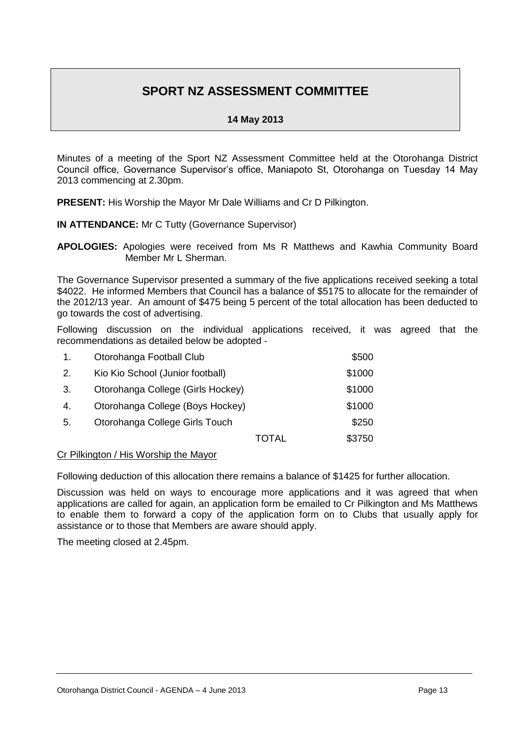# SPORT NZ ASSESSMENT COMMITTEE

**14 May 2013**

Minutes of a meeting of the Sport NZ Assessment Committee held at the Otorohanga District Council office, Governance Supervisor's office, Maniapoto St, Otorohanga on Tuesday 14 May 2013 commencing at 2.30pm.

**PRESENT:** His Worship the Mayor Mr Dale Williams and Cr D Pilkington.

**IN ATTENDANCE:** Mr C Tutty (Governance Supervisor)

**APOLOGIES:** Apologies were received from Ms R Matthews and Kawhia Community Board Member Mr L Sherman.

The Governance Supervisor presented a summary of the five applications received seeking a total $4022. He informed Members that Council has a balance of $5175 to allocate for the remainder of the 2012/13 year. An amount of $475 being 5 percent of the total allocation has been deducted to go towards the cost of advertising.

Following discussion on the individual applications received, it was agreed that the recommendations as detailed below be adopted -

| | | | |
|---|---|---|---|
| 1. | Otorohanga Football Club | | $500 |
| 2. | Kio Kio School (Junior football) | | $1000 |
| 3. | Otorohanga College (Girls Hockey) | | $1000 |
| 4. | Otorohanga College (Boys Hockey) | | $1000 |
| 5. | Otorohanga College Girls Touch | | $250 |
| | | TOTAL | $3750 |

Cr Pilkington / His Worship the Mayor

Following deduction of this allocation there remains a balance of $1425 for further allocation.

Discussion was held on ways to encourage more applications and it was agreed that when applications are called for again, an application form be emailed to Cr Pilkington and Ms Matthews to enable them to forward a copy of the application form on to Clubs that usually apply for assistance or to those that Members are aware should apply.

The meeting closed at 2.45pm.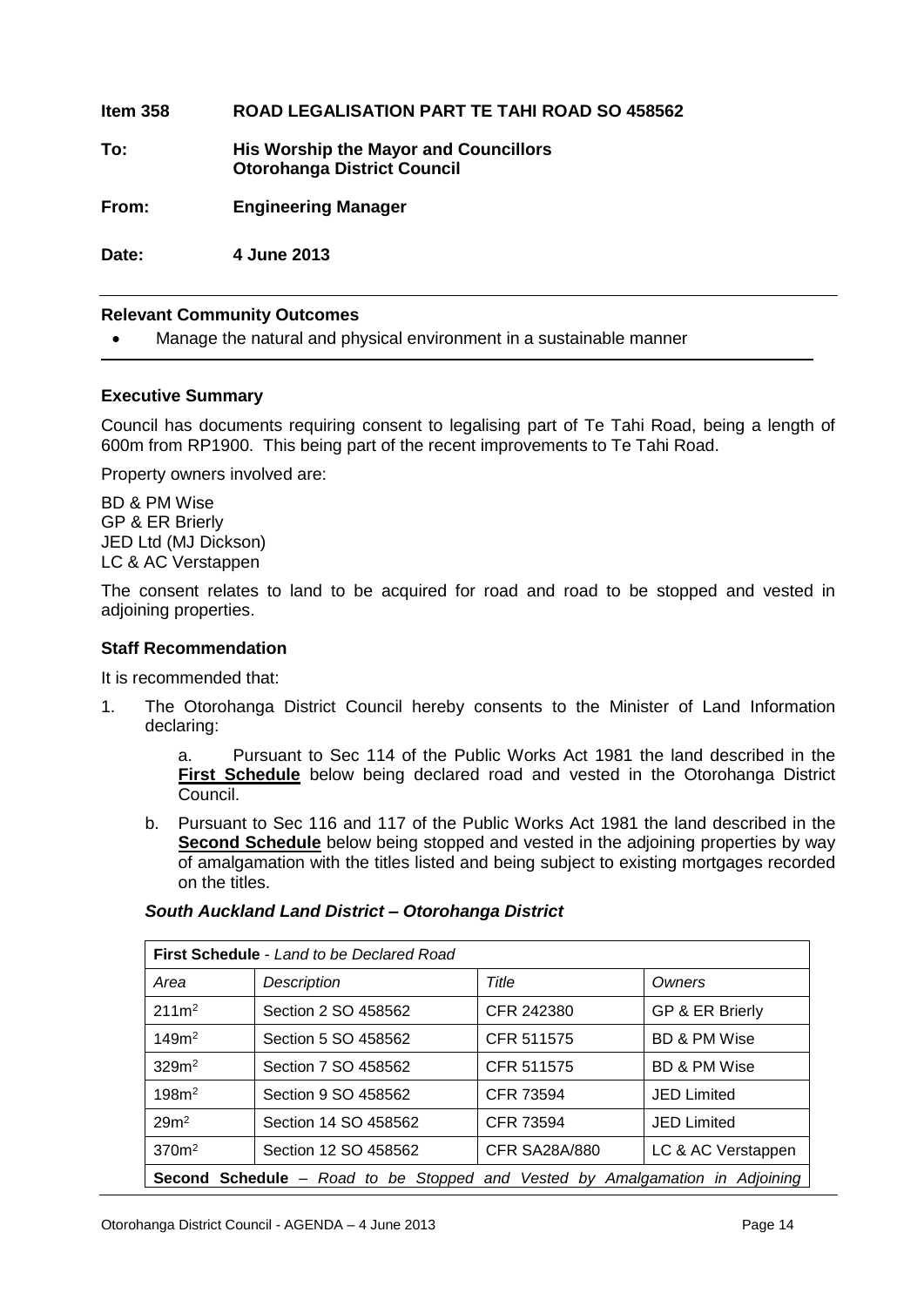**Item 358 ROAD LEGALISATION PART TE TAHI ROAD SO 458562**

**To:** **His Worship the Mayor and Councillors**
**Otorohanga District Council**

**From:** **Engineering Manager**

**Date:** **4 June 2013**

**Relevant Community Outcomes**

- Manage the natural and physical environment in a sustainable manner

**Executive Summary**

Council has documents requiring consent to legalising part of Te Tahi Road, being a length of 600m from RP1900. This being part of the recent improvements to Te Tahi Road.

Property owners involved are:

BD & PM Wise
GP & ER Brierly
JED Ltd (MJ Dickson)
LC & AC Verstappen

The consent relates to land to be acquired for road and road to be stopped and vested in adjoining properties.

**Staff Recommendation**

It is recommended that:

1. The Otorohanga District Council hereby consents to the Minister of Land Information declaring:

   a. Pursuant to Sec 114 of the Public Works Act 1981 the land described in the **First Schedule** below being declared road and vested in the Otorohanga District Council.

   b. Pursuant to Sec 116 and 117 of the Public Works Act 1981 the land described in the **Second Schedule** below being stopped and vested in the adjoining properties by way of amalgamation with the titles listed and being subject to existing mortgages recorded on the titles.

***South Auckland Land District – Otorohanga District***

| **First Schedule** - *Land to be Declared Road* | | | |
|---|---|---|---|
| *Area* | *Description* | *Title* | *Owners* |
| 211m$^2$ | Section 2 SO 458562 | CFR 242380 | GP & ER Brierly |
| 149m$^2$ | Section 5 SO 458562 | CFR 511575 | BD & PM Wise |
| 329m$^2$ | Section 7 SO 458562 | CFR 511575 | BD & PM Wise |
| 198m$^2$ | Section 9 SO 458562 | CFR 73594 | JED Limited |
| 29m$^2$ | Section 14 SO 458562 | CFR 73594 | JED Limited |
| 370m$^2$ | Section 12 SO 458562 | CFR SA28A/880 | LC & AC Verstappen |
| **Second Schedule** – *Road to be Stopped and Vested by Amalgamation in Adjoining* | | | |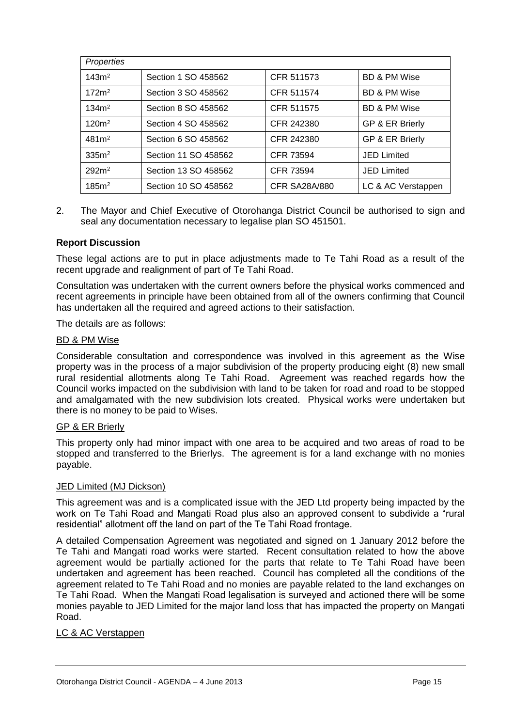| *Properties* | | | |
|---|---|---|---|
| $143m^2$ | Section 1 SO 458562 | CFR 511573 | BD & PM Wise |
| $172m^2$ | Section 3 SO 458562 | CFR 511574 | BD & PM Wise |
| $134m^2$ | Section 8 SO 458562 | CFR 511575 | BD & PM Wise |
| $120m^2$ | Section 4 SO 458562 | CFR 242380 | GP & ER Brierly |
| $481m^2$ | Section 6 SO 458562 | CFR 242380 | GP & ER Brierly |
| $335m^2$ | Section 11 SO 458562 | CFR 73594 | JED Limited |
| $292m^2$ | Section 13 SO 458562 | CFR 73594 | JED Limited |
| $185m^2$ | Section 10 SO 458562 | CFR SA28A/880 | LC & AC Verstappen |

2. The Mayor and Chief Executive of Otorohanga District Council be authorised to sign and seal any documentation necessary to legalise plan SO 451501.

**Report Discussion**

These legal actions are to put in place adjustments made to Te Tahi Road as a result of the recent upgrade and realignment of part of Te Tahi Road.

Consultation was undertaken with the current owners before the physical works commenced and recent agreements in principle have been obtained from all of the owners confirming that Council has undertaken all the required and agreed actions to their satisfaction.

The details are as follows:

<u>BD & PM Wise</u>

Considerable consultation and correspondence was involved in this agreement as the Wise property was in the process of a major subdivision of the property producing eight (8) new small rural residential allotments along Te Tahi Road. Agreement was reached regards how the Council works impacted on the subdivision with land to be taken for road and road to be stopped and amalgamated with the new subdivision lots created. Physical works were undertaken but there is no money to be paid to Wises.

<u>GP & ER Brierly</u>

This property only had minor impact with one area to be acquired and two areas of road to be stopped and transferred to the Brierlys. The agreement is for a land exchange with no monies payable.

<u>JED Limited (MJ Dickson)</u>

This agreement was and is a complicated issue with the JED Ltd property being impacted by the work on Te Tahi Road and Mangati Road plus also an approved consent to subdivide a "rural residential" allotment off the land on part of the Te Tahi Road frontage.

A detailed Compensation Agreement was negotiated and signed on 1 January 2012 before the Te Tahi and Mangati road works were started. Recent consultation related to how the above agreement would be partially actioned for the parts that relate to Te Tahi Road have been undertaken and agreement has been reached. Council has completed all the conditions of the agreement related to Te Tahi Road and no monies are payable related to the land exchanges on Te Tahi Road. When the Mangati Road legalisation is surveyed and actioned there will be some monies payable to JED Limited for the major land loss that has impacted the property on Mangati Road.

<u>LC & AC Verstappen</u>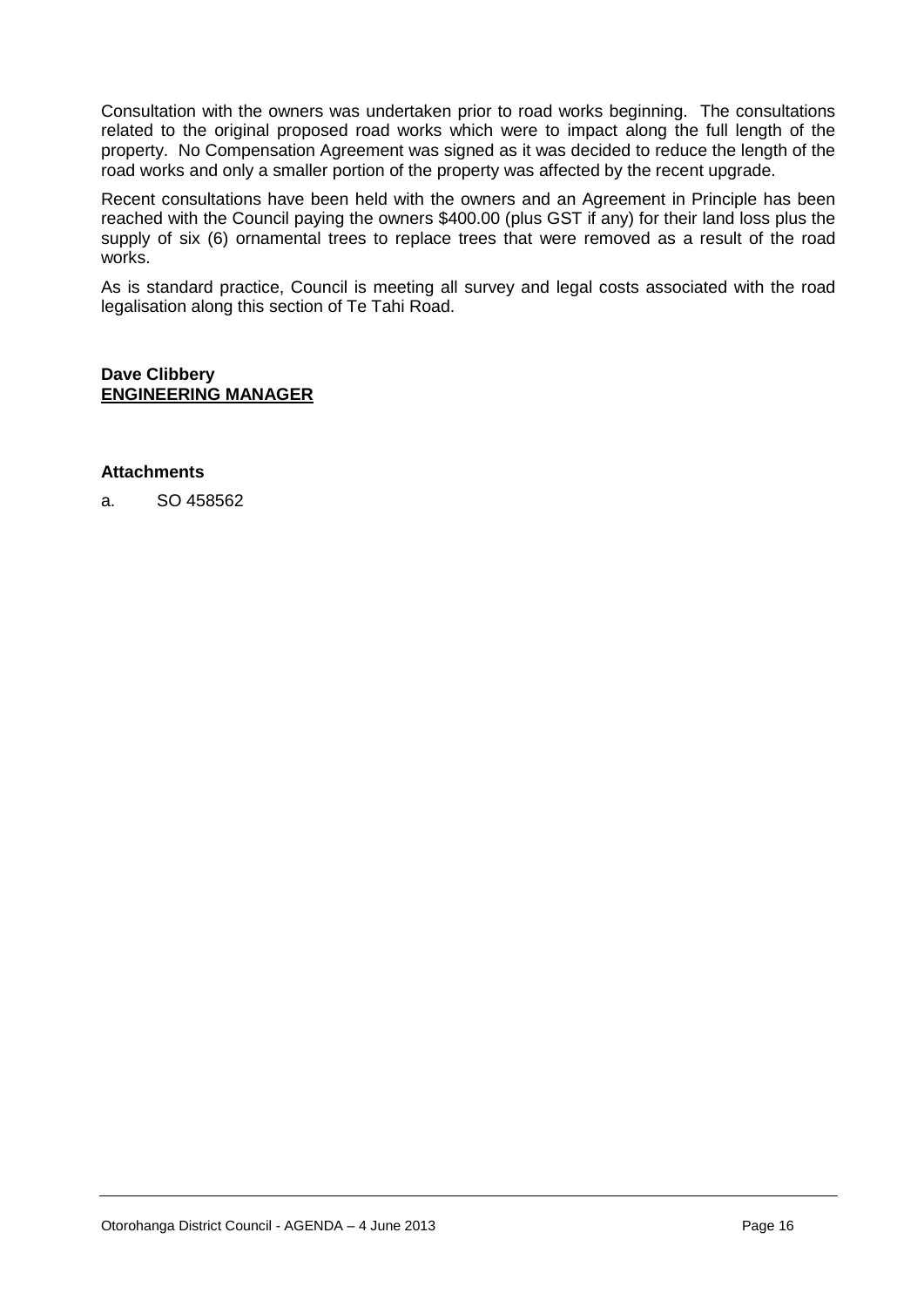Consultation with the owners was undertaken prior to road works beginning. The consultations related to the original proposed road works which were to impact along the full length of the property. No Compensation Agreement was signed as it was decided to reduce the length of the road works and only a smaller portion of the property was affected by the recent upgrade.

Recent consultations have been held with the owners and an Agreement in Principle has been reached with the Council paying the owners $400.00 (plus GST if any) for their land loss plus the supply of six (6) ornamental trees to replace trees that were removed as a result of the road works.

As is standard practice, Council is meeting all survey and legal costs associated with the road legalisation along this section of Te Tahi Road.

**Dave Clibbery**
**<u>ENGINEERING MANAGER</u>**

**Attachments**

a. SO 458562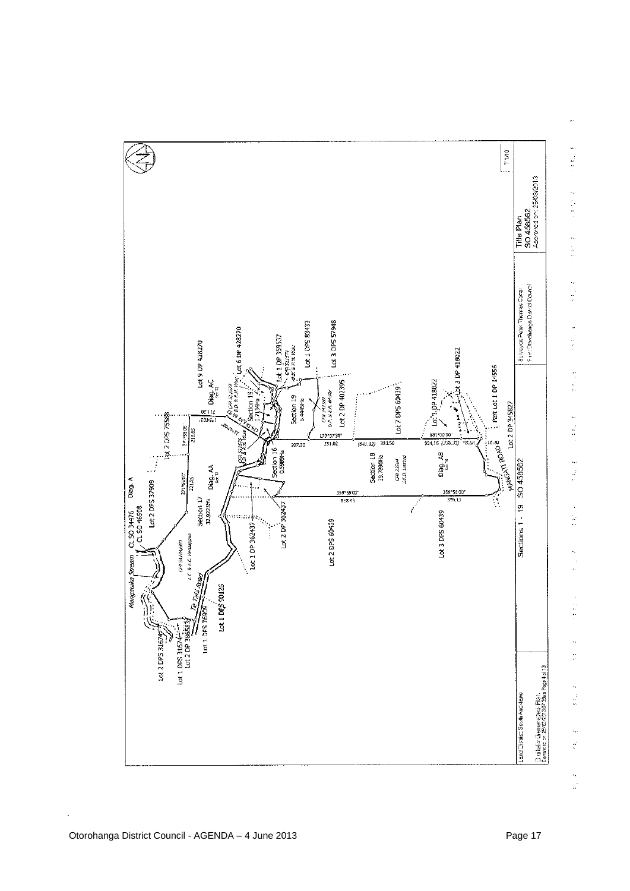Mangauika Stream CL SO 34476 Diag. A

CL SO 46508

Lot 2 DPS 37909

Lot 2 DPS 75588

Lot 9 DP 428270

Diag. AC

Lot 6 DP 428270

Lot 1 DP 359537

Lot 1 DPS 83433

Lot 3 DPS 57948

Section 15

Section 19 6.4445Ha

Lot 2 DP 402395

Lot 7 DPS 60439

Lot 1 DP 418022

Lot 3 DP 418022

Part Lot 1 DP 14556

Lot 2 DP 345827

MANGATI ROAD

Section 16 0.5989Ha

Section 17 32.9223Ha

Diag. AA

Section 18 39.7890Ha

Diag. AB

Lot 2 DP 362437

Lot 1 DP 362437

Lot 2 DPS 60439

Lot 3 DPS 60439

Te Tahi Road

Lot 1 DPS 50126

Lot 1 DPS 76909

Lot 2 DPS 31674

Lot 1 DPS 31674

Lot 2 DP 386583

179°57'30" 251.02

207.30

(941.92) 383.50

359°58'00" 838.63

359°58'00" 399.10

181°02'00" 224.16 (376.35) 95.68

16.80

Sections 1 - 19 SO 458562

Land District: South Auckland

Digitally Generated Plan

Surveyor: Peter Thomas Opray

Firm: Otorohanga District Council

Title Plan SO 458562

Approved on 25/03/2013

T 1/10

Otorohanga District Council - AGENDA – 4 June 2013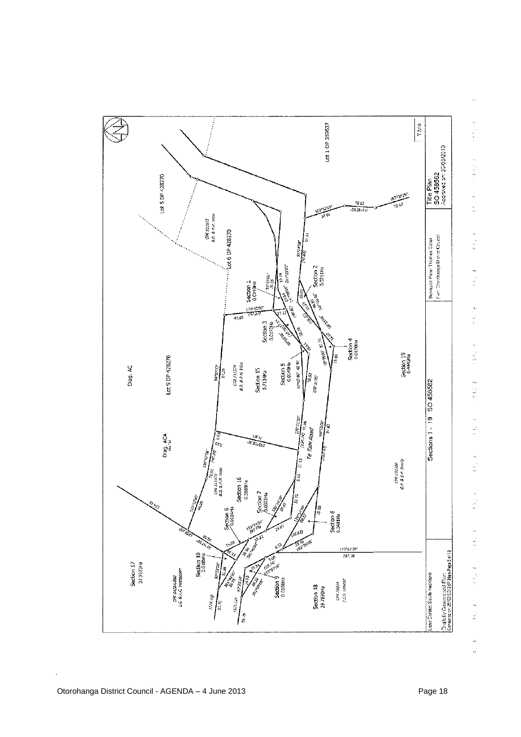Lot 5 DP 428270

Lot 6 DP 428270

Lot 1 DP 359537

Diag. AC

Lot 9 DP 428270

Diag. ACA

Section 1
0.0149Ha

Section 2
0.0211Ha

Section 3
0.0172Ha

Section 4
0.0120Ha

Section 5
0.0149Ha

Section 6
0.0481Ha

Section 7
0.0329Ha

Section 8
0.0134Ha

Section 9
0.0198Ha

Section 10
0.0189Ha

Section 15
0.7134Ha

Section 16
0.5689Ha

Section 17
32.9223Ha

Section 18
39.7890Ha

Section 19
6.4445Ha

Te Tahi Road

Sections 1 - 19 SO 458562

Land District: South Auckland

Digitally Generated Plan

Surveyor: Peter Thomas Carter
Firm: Otorohanga District Council

Title Plan
SO 458562
Approved on 25/03/2013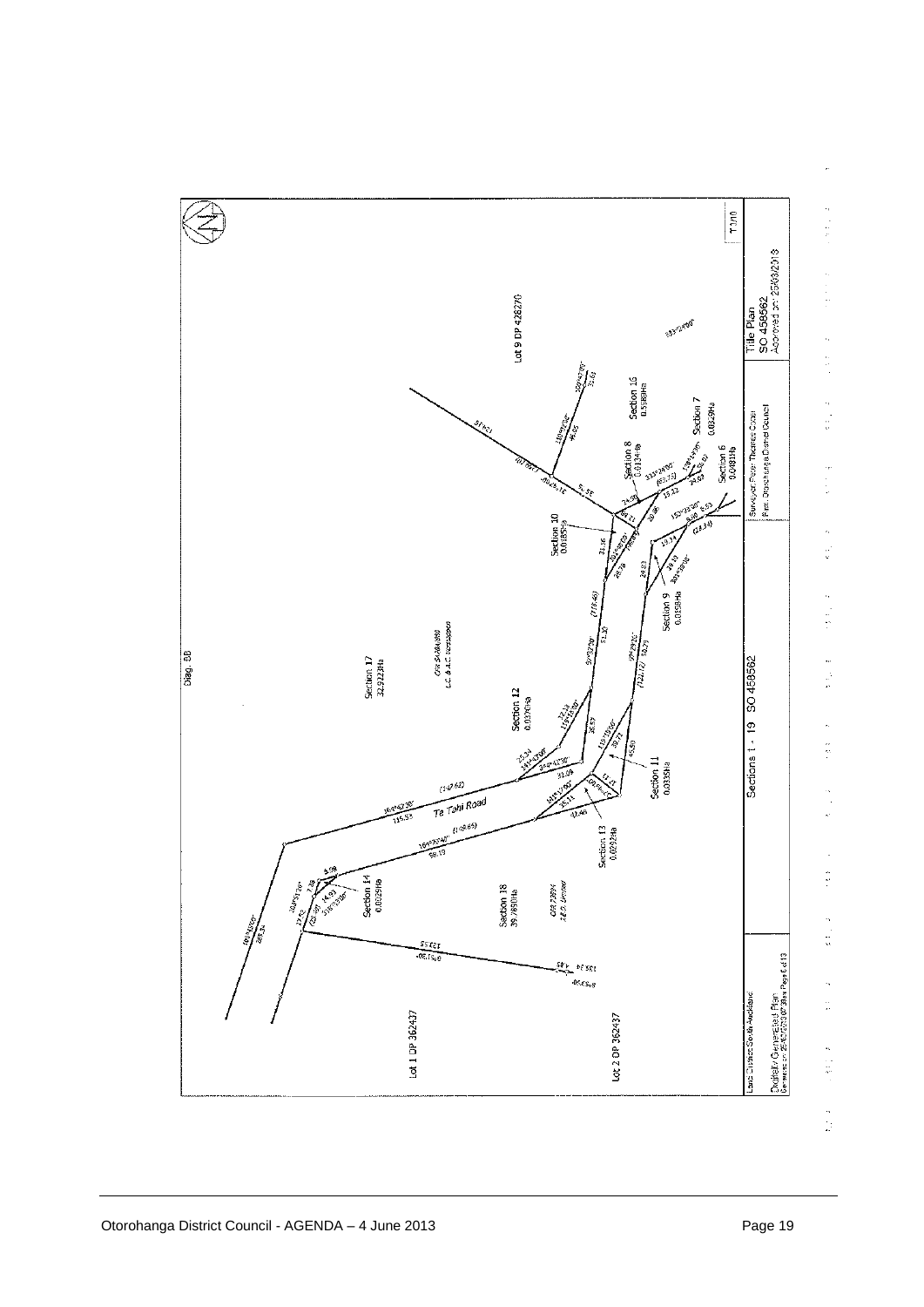Diag. BB

Lot 9 DP 428270

Section 17
32.9223Ha

Section 16
0.5369Ha

Section 8
0.0134Ha

Section 7
0.0829Ha

Section 6
0.0481Ha

Section 10
0.0185Ha

Section 9
0.0159Ha

Section 12
0.0370Ha

Section 11
0.0335Ha

Section 13
0.0292Ha

Section 14
0.0029Ha

Te Tahi Road

Section 18
39.7890Ha

Lot 1 DP 362437

Lot 2 DP 362437

T 1/10

| Land District South Auckland | Sections 1 - 19 SO 458562 | Surveyor: Peter Thomas Cozzi<br>Firm: Otorohanga District Council | Title Plan<br>SO 458562<br>Approved on: 25/03/2013 |
|---|---|---|---|
| Digitally Generated Plan<br>Generated on: 25/03/2013 Page 6 of 13 | | | |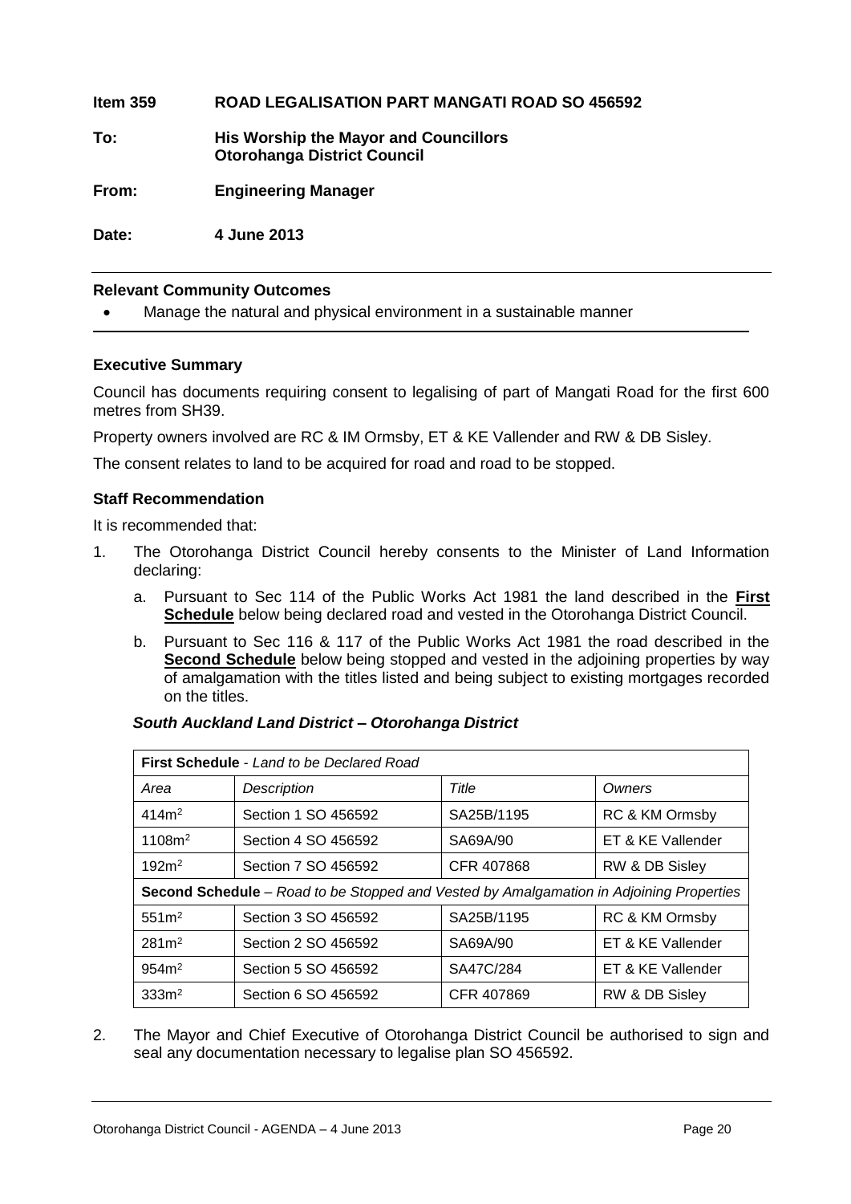**Item 359 ROAD LEGALISATION PART MANGATI ROAD SO 456592**

**To: His Worship the Mayor and Councillors**
**Otorohanga District Council**

**From: Engineering Manager**

**Date: 4 June 2013**

**Relevant Community Outcomes**

- Manage the natural and physical environment in a sustainable manner

**Executive Summary**

Council has documents requiring consent to legalising of part of Mangati Road for the first 600 metres from SH39.

Property owners involved are RC & IM Ormsby, ET & KE Vallender and RW & DB Sisley.

The consent relates to land to be acquired for road and road to be stopped.

**Staff Recommendation**

It is recommended that:

1. The Otorohanga District Council hereby consents to the Minister of Land Information declaring:

    a. Pursuant to Sec 114 of the Public Works Act 1981 the land described in the **First Schedule** below being declared road and vested in the Otorohanga District Council.

    b. Pursuant to Sec 116 & 117 of the Public Works Act 1981 the road described in the **Second Schedule** below being stopped and vested in the adjoining properties by way of amalgamation with the titles listed and being subject to existing mortgages recorded on the titles.

***South Auckland Land District – Otorohanga District***

| **First Schedule** - *Land to be Declared Road* | | | |
|---|---|---|---|
| *Area* | *Description* | *Title* | *Owners* |
| 414m² | Section 1 SO 456592 | SA25B/1195 | RC & KM Ormsby |
| 1108m² | Section 4 SO 456592 | SA69A/90 | ET & KE Vallender |
| 192m² | Section 7 SO 456592 | CFR 407868 | RW & DB Sisley |
| **Second Schedule** – *Road to be Stopped and Vested by Amalgamation in Adjoining Properties* | | | |
| 551m² | Section 3 SO 456592 | SA25B/1195 | RC & KM Ormsby |
| 281m² | Section 2 SO 456592 | SA69A/90 | ET & KE Vallender |
| 954m² | Section 5 SO 456592 | SA47C/284 | ET & KE Vallender |
| 333m² | Section 6 SO 456592 | CFR 407869 | RW & DB Sisley |

2. The Mayor and Chief Executive of Otorohanga District Council be authorised to sign and seal any documentation necessary to legalise plan SO 456592.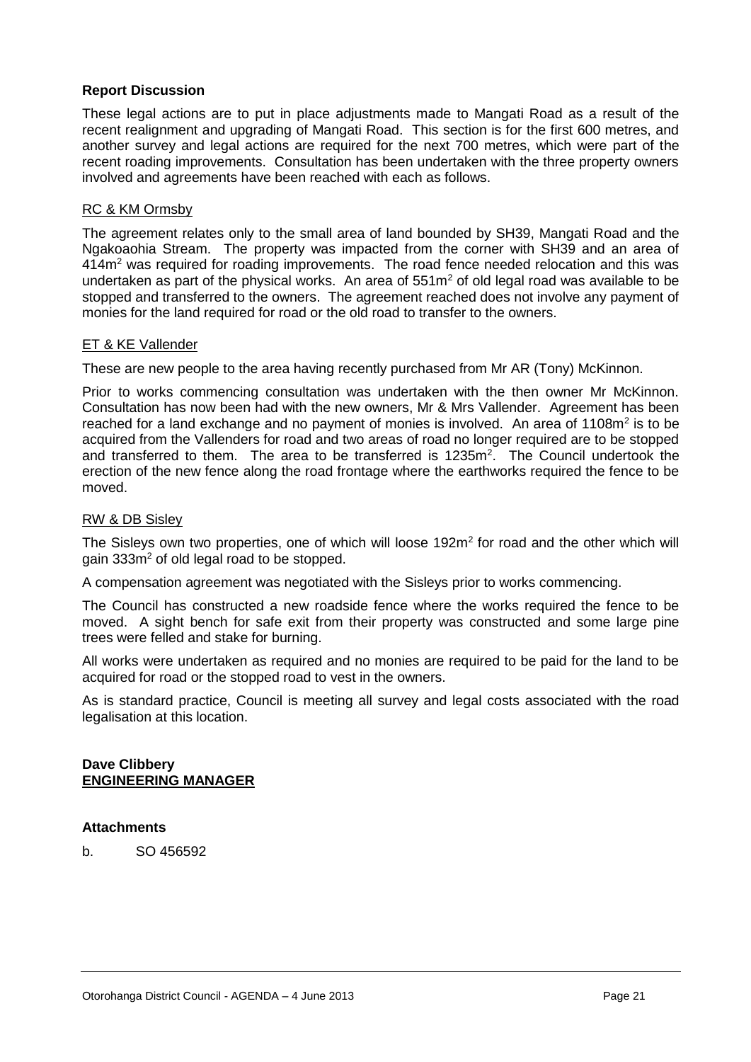**Report Discussion**

These legal actions are to put in place adjustments made to Mangati Road as a result of the recent realignment and upgrading of Mangati Road. This section is for the first 600 metres, and another survey and legal actions are required for the next 700 metres, which were part of the recent roading improvements. Consultation has been undertaken with the three property owners involved and agreements have been reached with each as follows.

RC & KM Ormsby

The agreement relates only to the small area of land bounded by SH39, Mangati Road and the Ngakoaohia Stream. The property was impacted from the corner with SH39 and an area of $414m^2$ was required for roading improvements. The road fence needed relocation and this was undertaken as part of the physical works. An area of $551m^2$ of old legal road was available to be stopped and transferred to the owners. The agreement reached does not involve any payment of monies for the land required for road or the old road to transfer to the owners.

ET & KE Vallender

These are new people to the area having recently purchased from Mr AR (Tony) McKinnon.

Prior to works commencing consultation was undertaken with the then owner Mr McKinnon. Consultation has now been had with the new owners, Mr & Mrs Vallender. Agreement has been reached for a land exchange and no payment of monies is involved. An area of $1108m^2$ is to be acquired from the Vallenders for road and two areas of road no longer required are to be stopped and transferred to them. The area to be transferred is $1235m^2$. The Council undertook the erection of the new fence along the road frontage where the earthworks required the fence to be moved.

RW & DB Sisley

The Sisleys own two properties, one of which will loose $192m^2$ for road and the other which will gain $333m^2$ of old legal road to be stopped.

A compensation agreement was negotiated with the Sisleys prior to works commencing.

The Council has constructed a new roadside fence where the works required the fence to be moved. A sight bench for safe exit from their property was constructed and some large pine trees were felled and stake for burning.

All works were undertaken as required and no monies are required to be paid for the land to be acquired for road or the stopped road to vest in the owners.

As is standard practice, Council is meeting all survey and legal costs associated with the road legalisation at this location.

**Dave Clibbery**
**ENGINEERING MANAGER**

**Attachments**

b. SO 456592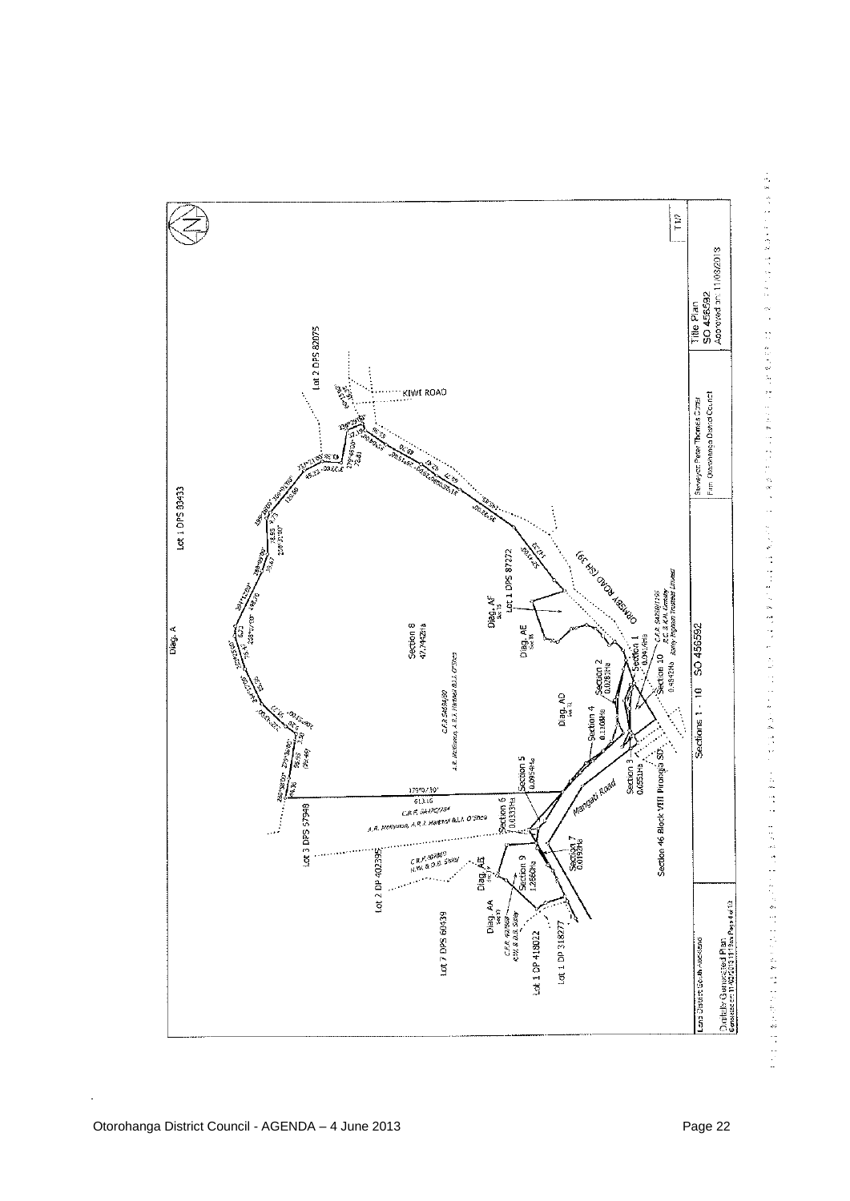Diag. A

Lot 1 DPS 83433

Lot 2 DPS 82075

KIWI ROAD

Lot 1 DPS 87272

ORMSBY ROAD (SH 39)

Section 8
47.7442Ha

C.F.R. SA54A/80
A.R. McKinnon, A.R.J. Hartnoll & J.J. O'Shea

Diag. AF

Diag. AE

Diag. AD

Section 1
0.0474Ha

Section 10
0.4842Ha

C.F.R. SA43B/1795
R.C. & A.H. Lensley
Bailey Brighton Trustees Limited

Section 2
0.0283Ha

Section 4
0.1108Ha

Section 5
0.0954Ha

Section 3
0.6511Ha

Mangati Road

Section 46 Block VIII Pirongia SD

179°01'30"
813.16

C.F.R. SA47C/284
A.R. McKinnon, A.R.J. Hartnoll & J.J. O'Shea

Section 6
0.0333Ha

Lot 3 DPS 57948

Lot 2 DP 402395

C.F.R. 167869
H.W. & D.B. Sisley

Section 7
0.0190Ha

Section 9
1.2560Ha

Diag. AB

Diag. AA

C.F.R. 421568
H.W. & D.B. Sisley

Lot 7 DPS 60439

Lot 1 DP 418022

Lot 1 DP 318277

Sections 1 - 10 SO 456592

Land District: South Auckland

Digitally Generated Plan
Generated on 11/03/2013 11:18am Page 4 of 13

Surveyor: Peter Thomas Cottrell
Firm: Otorohanga District Council

Title Plan
SO 456592
Approved on 11/03/2013

T1/7

Otorohanga District Council - AGENDA – 4 June 2013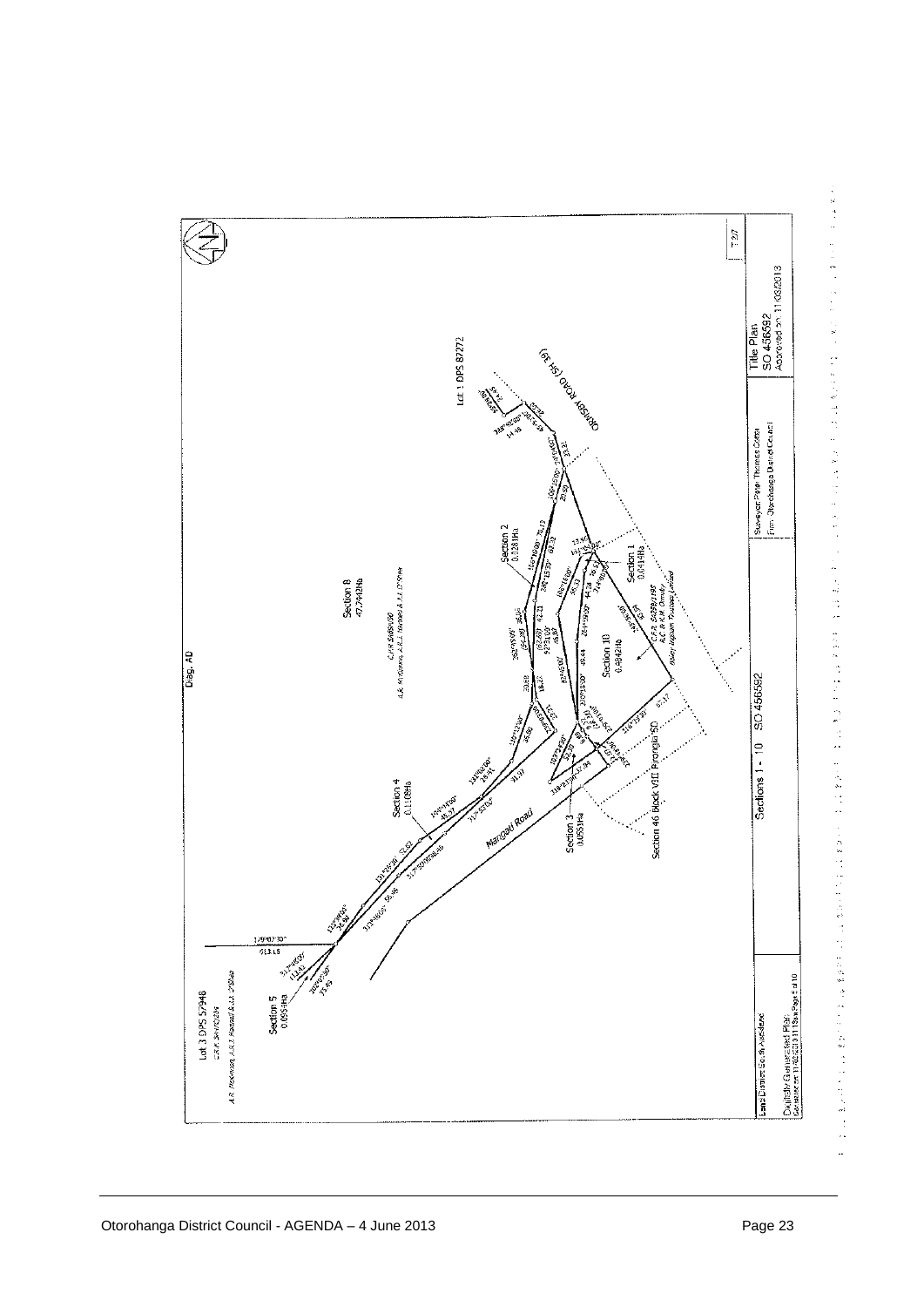Diag. AD

Lot 1 DPS 87272

OTOROHANGA ROAD (SH 31)

Section 2
0.0281Ha

Section 8
47.7412Ha

Section 1
0.0414Ha

Section 10
0.4842Ha

Section 4
0.1108Ha

Mangati Road

Section 3
0.0551Ha

Section 46 Block VIII Pirongia SD

Lot 3 DPS 57948

Section 5
0.0959Ha

Sections 1 - 10 SO 456592

| Land District: South Auckland | Surveyor: Paige Theresa Green | Title Plan |
|---|---|---|
| | Firm: Otorohanga District Council | SO 456592 |
| | | Approved on 11/03/2013 |

Digitally Generated Plan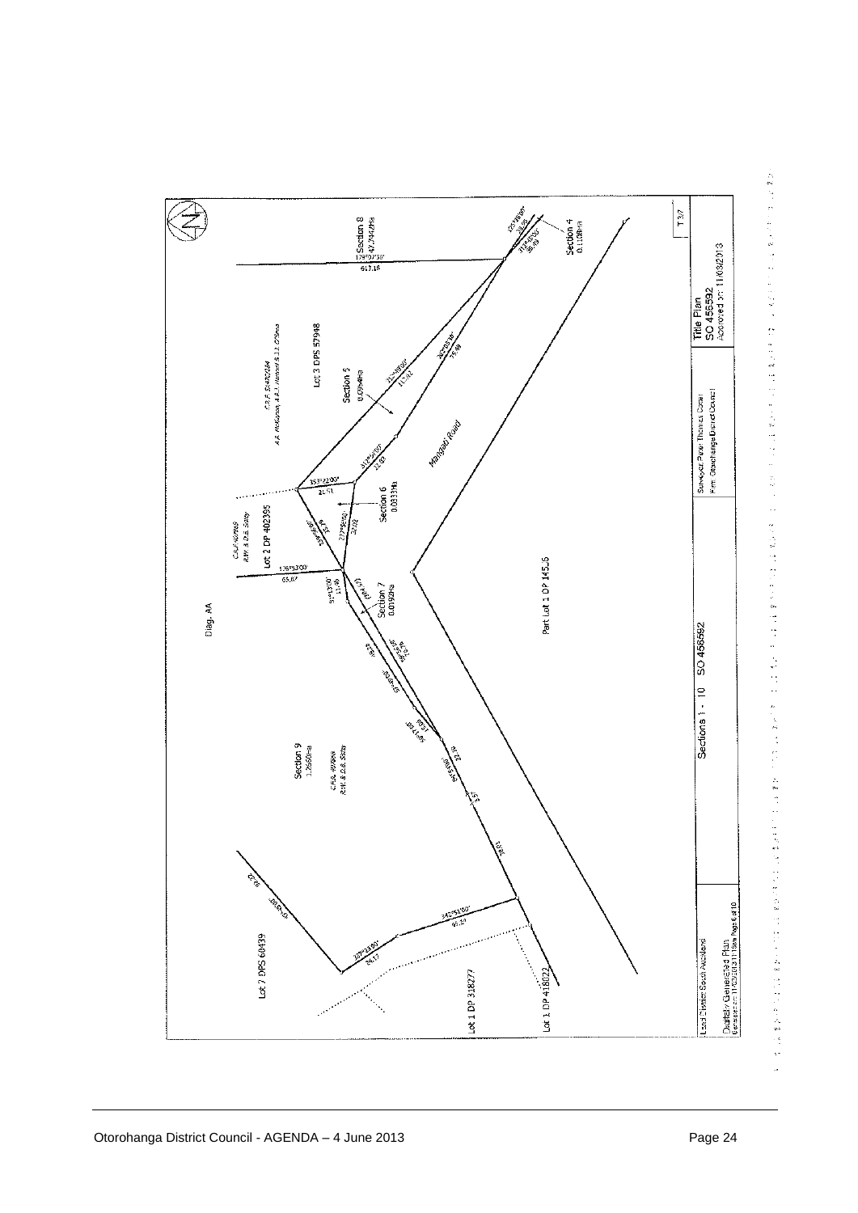Diag. AA

Section 8
47.7442Ha

Section 4
0.1108Ha

Section 5
0.0984Ha

Section 6
0.0333Ha

Section 7
0.0192Ha

Section 9
1.2660Ha

Lot 3 DPS 57948

C.F.R. SA42C/284
A.R. McKinnon, A.R.J. Harford & J.J. O'Shea

Lot 2 DP 402395

C.F.R. 407969
R.W. & D.B. Sixty

C.F.R. 407969
R.W. & D.B. Sixty

Mangaoti Road

Part Lot 1 DP 14516

Lot 7 DPS 60439

Lot 1 DP 318277

Lot 1 DP 418022

Land District South Auckland

Digitally Generated Plan
Generated on 11/03/2013 11:18am Page 6 of 10

Sections 1 - 10 SO 456592

Surveyor Peter Thomas Coral
Firm: Otorohanga District Council

Title Plan
SO 456592
Approved on: 11/03/2013

T37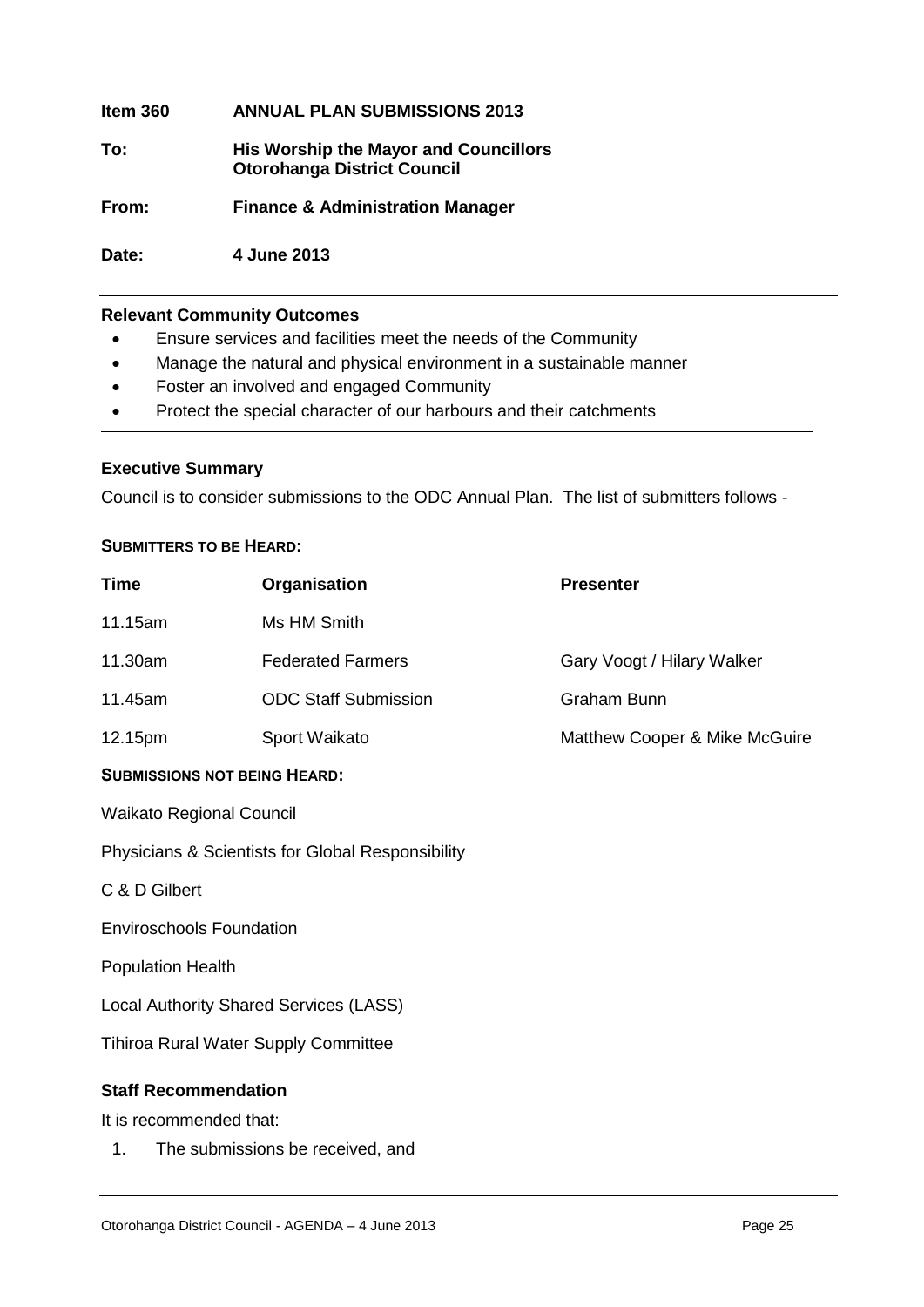| | |
|---|---|
| **Item 360** | **ANNUAL PLAN SUBMISSIONS 2013** |
| **To:** | **His Worship the Mayor and Councillors Otorohanga District Council** |
| **From:** | **Finance & Administration Manager** |
| **Date:** | **4 June 2013** |

---

**Relevant Community Outcomes**

- Ensure services and facilities meet the needs of the Community
- Manage the natural and physical environment in a sustainable manner
- Foster an involved and engaged Community
- Protect the special character of our harbours and their catchments

---

**Executive Summary**

Council is to consider submissions to the ODC Annual Plan. The list of submitters follows -

**SUBMITTERS TO BE HEARD:**

| Time | Organisation | Presenter |
|---|---|---|
| 11.15am | Ms HM Smith | |
| 11.30am | Federated Farmers | Gary Voogt / Hilary Walker |
| 11.45am | ODC Staff Submission | Graham Bunn |
| 12.15pm | Sport Waikato | Matthew Cooper & Mike McGuire |

**SUBMISSIONS NOT BEING HEARD:**

Waikato Regional Council

Physicians & Scientists for Global Responsibility

C & D Gilbert

Enviroschools Foundation

Population Health

Local Authority Shared Services (LASS)

Tihiroa Rural Water Supply Committee

**Staff Recommendation**

It is recommended that:

1. The submissions be received, and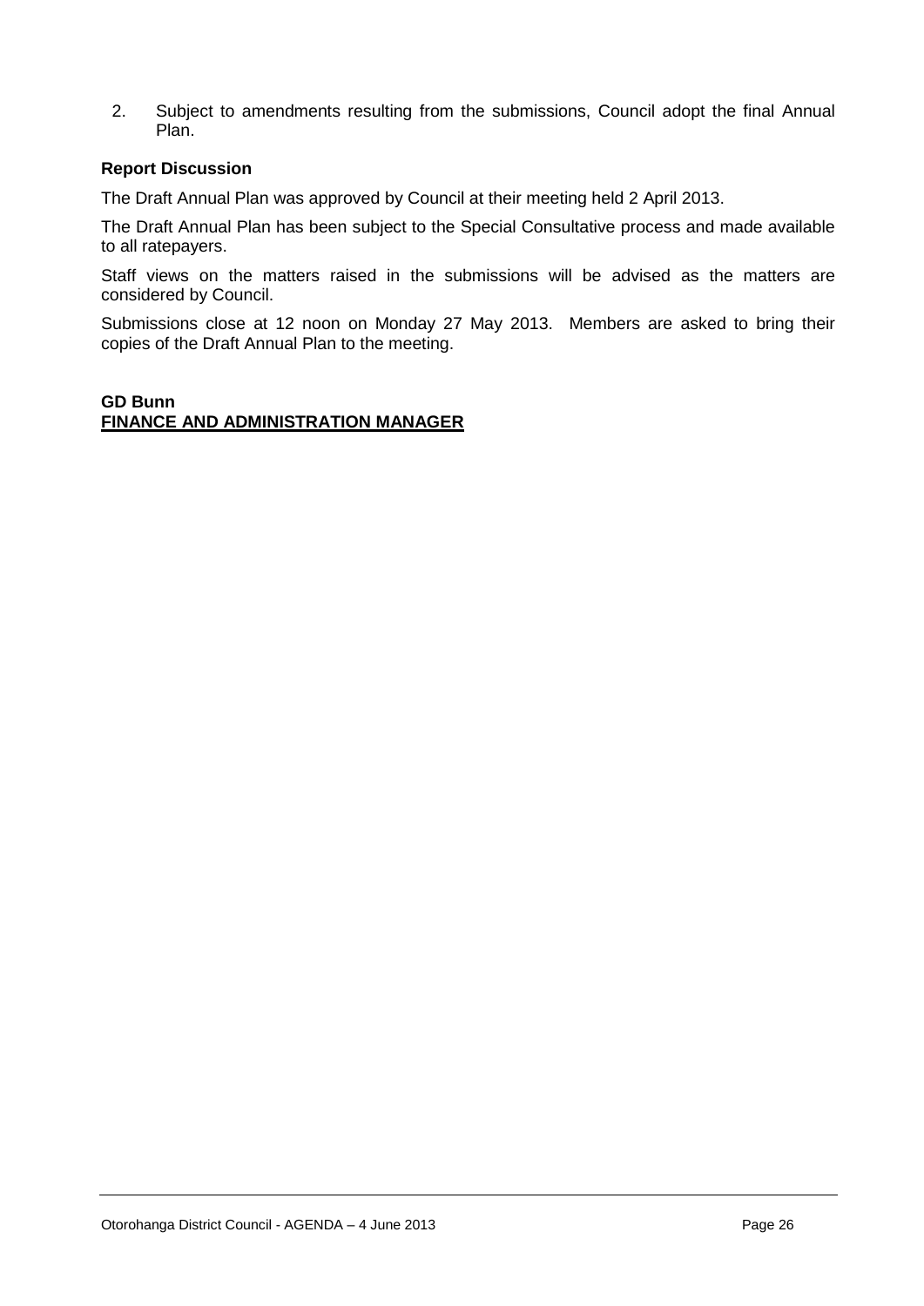2. Subject to amendments resulting from the submissions, Council adopt the final Annual Plan.

**Report Discussion**

The Draft Annual Plan was approved by Council at their meeting held 2 April 2013.

The Draft Annual Plan has been subject to the Special Consultative process and made available to all ratepayers.

Staff views on the matters raised in the submissions will be advised as the matters are considered by Council.

Submissions close at 12 noon on Monday 27 May 2013. Members are asked to bring their copies of the Draft Annual Plan to the meeting.

**GD Bunn**
**FINANCE AND ADMINISTRATION MANAGER**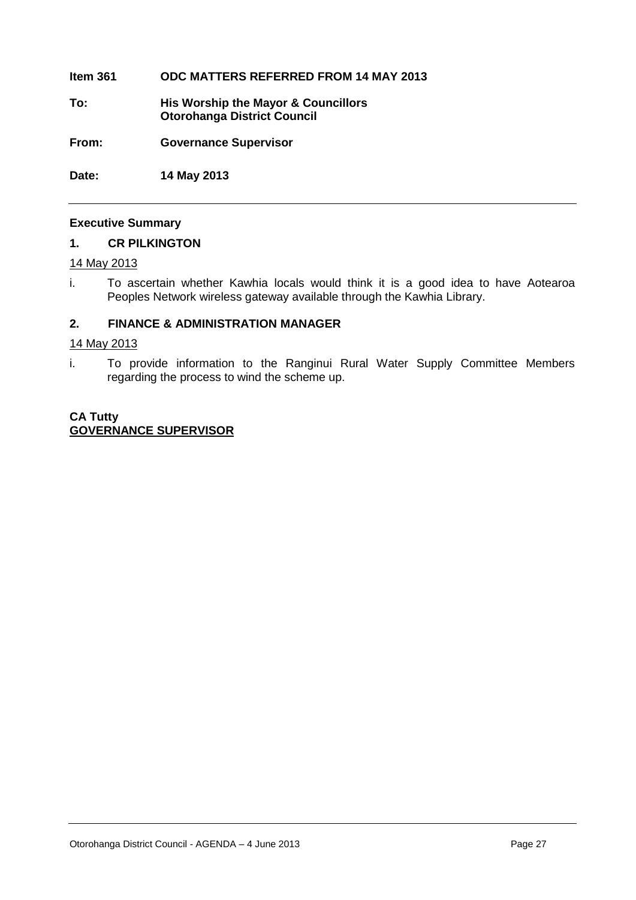**Item 361 ODC MATTERS REFERRED FROM 14 MAY 2013**

**To:** **His Worship the Mayor & Councillors**
**Otorohanga District Council**

**From:** **Governance Supervisor**

**Date:** **14 May 2013**

---

**Executive Summary**

**1. CR PILKINGTON**

14 May 2013

i. To ascertain whether Kawhia locals would think it is a good idea to have Aotearoa Peoples Network wireless gateway available through the Kawhia Library.

**2. FINANCE & ADMINISTRATION MANAGER**

14 May 2013

i. To provide information to the Ranginui Rural Water Supply Committee Members regarding the process to wind the scheme up.

**CA Tutty**
**GOVERNANCE SUPERVISOR**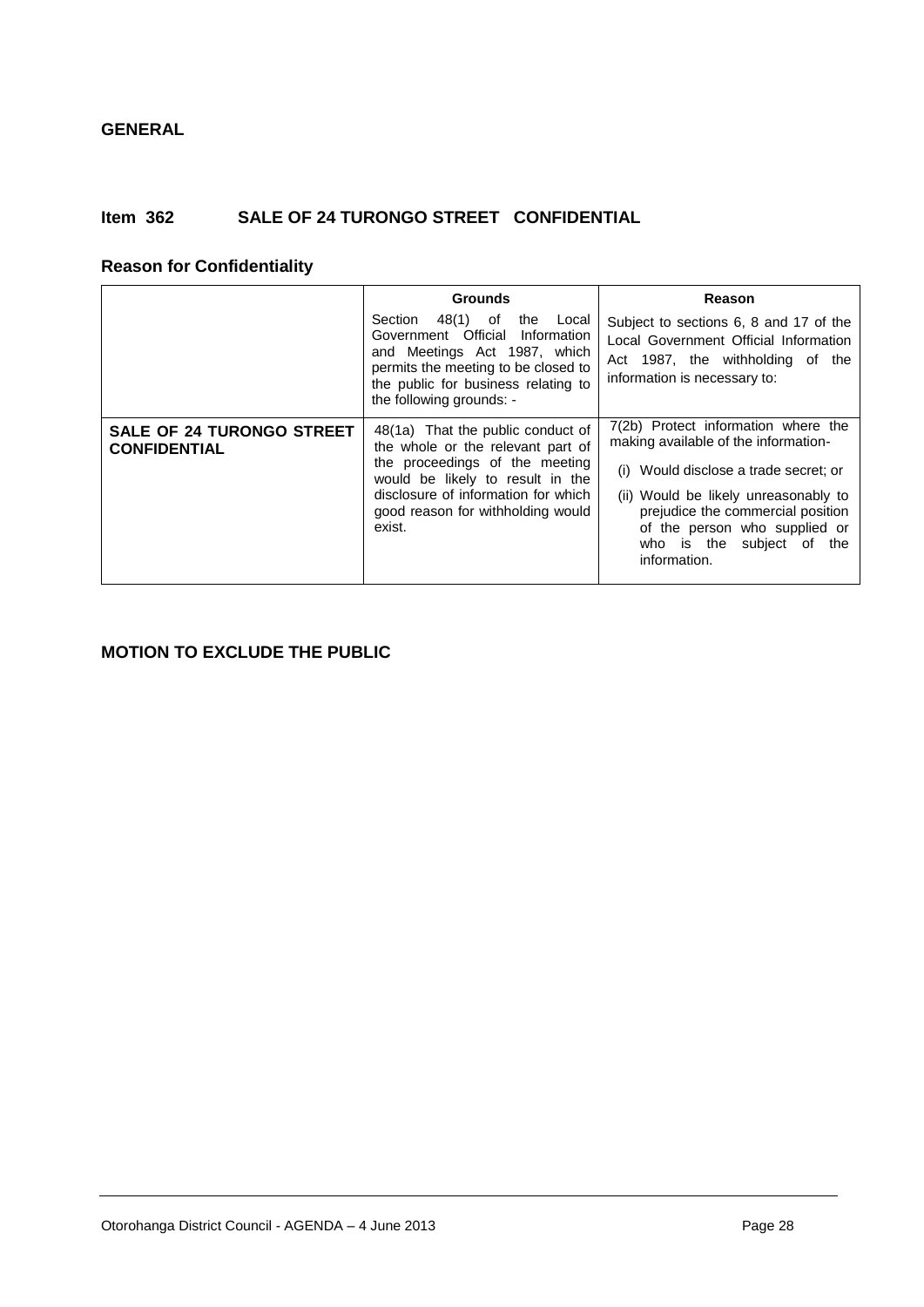## GENERAL

## Item 362 SALE OF 24 TURONGO STREET CONFIDENTIAL

### Reason for Confidentiality

| | **Grounds**<br>Section 48(1) of the Local Government Official Information and Meetings Act 1987, which permits the meeting to be closed to the public for business relating to the following grounds: - | **Reason**<br>Subject to sections 6, 8 and 17 of the Local Government Official Information Act 1987, the withholding of the information is necessary to: |
|---|---|---|
| **SALE OF 24 TURONGO STREET CONFIDENTIAL** | 48(1a) That the public conduct of the whole or the relevant part of the proceedings of the meeting would be likely to result in the disclosure of information for which good reason for withholding would exist. | 7(2b) Protect information where the making available of the information-<br>(i) Would disclose a trade secret; or<br>(ii) Would be likely unreasonably to prejudice the commercial position of the person who supplied or who is the subject of the information. |

## MOTION TO EXCLUDE THE PUBLIC